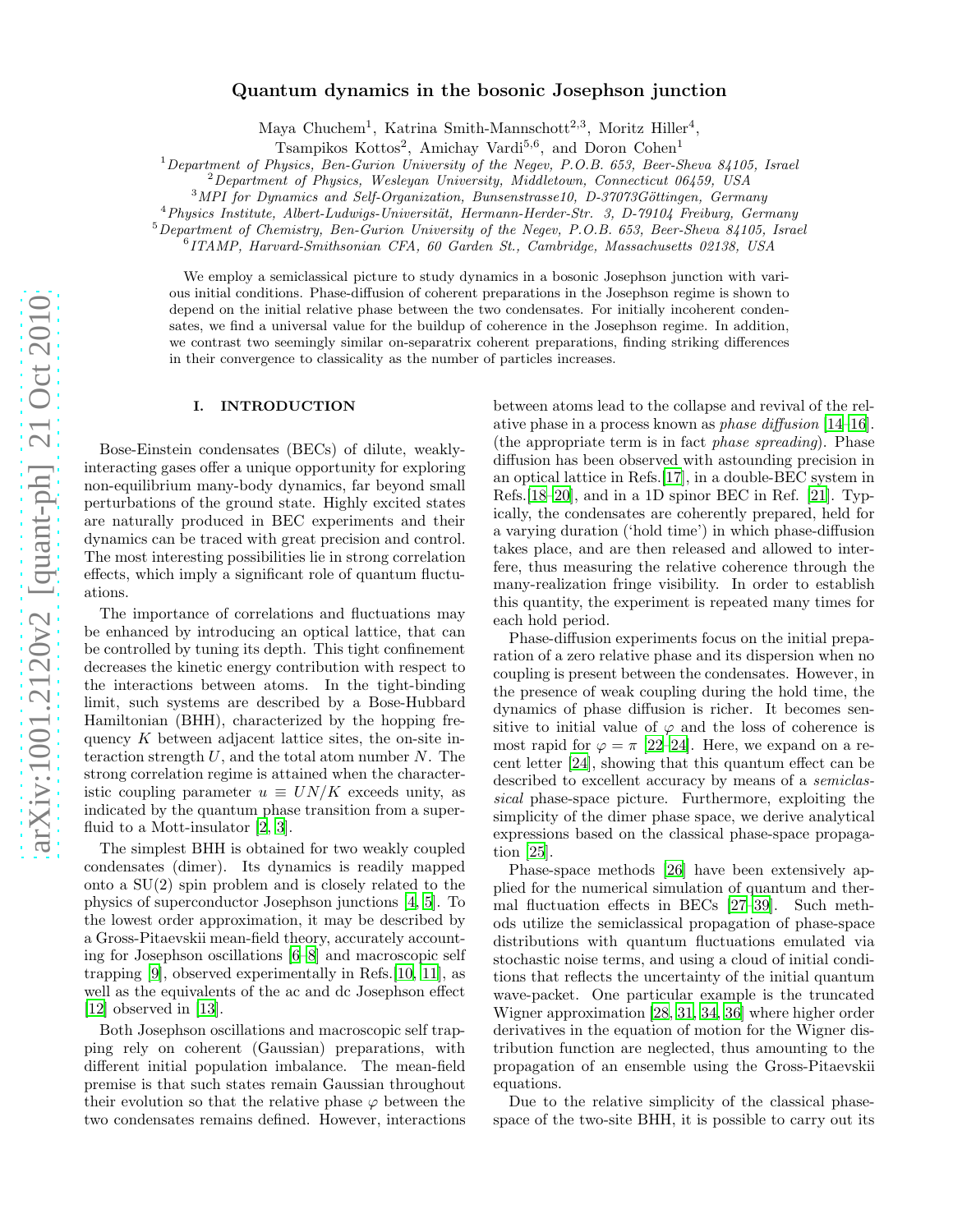# Quantum dynamics in the bosonic Josephson junction

Maya Chuchem[1], Katrina Smith-Mannschott[2,3], Moritz Hiller[4], Tsampikos Kottos[2], Amichay Vardi[5,6], and Doron Cohen[1]

[1] *Department of Physics, Ben-Gurion University of the Negev, P.O.B. 653, Beer-Sheva 84105, Israel*
[2] *Department of Physics, Wesleyan University, Middletown, Connecticut 06459, USA*
[3] *MPI for Dynamics and Self-Organization, Bunsenstrasse10, D-37073Göttingen, Germany*
[4] *Physics Institute, Albert-Ludwigs-Universität, Hermann-Herder-Str. 3, D-79104 Freiburg, Germany*
[5] *Department of Chemistry, Ben-Gurion University of the Negev, P.O.B. 653, Beer-Sheva 84105, Israel*
[6] *ITAMP, Harvard-Smithsonian CFA, 60 Garden St., Cambridge, Massachusetts 02138, USA*

We employ a semiclassical picture to study dynamics in a bosonic Josephson junction with various initial conditions. Phase-diffusion of coherent preparations in the Josephson regime is shown to depend on the initial relative phase between the two condensates. For initially incoherent condensates, we find a universal value for the buildup of coherence in the Josephson regime. In addition, we contrast two seemingly similar on-separatrix coherent preparations, finding striking differences in their convergence to classicality as the number of particles increases.

## I. INTRODUCTION

Bose-Einstein condensates (BECs) of dilute, weakly-interacting gases offer a unique opportunity for exploring non-equilibrium many-body dynamics, far beyond small perturbations of the ground state. Highly excited states are naturally produced in BEC experiments and their dynamics can be traced with great precision and control. The most interesting possibilities lie in strong correlation effects, which imply a significant role of quantum fluctuations.

The importance of correlations and fluctuations may be enhanced by introducing an optical lattice, that can be controlled by tuning its depth. This tight confinement decreases the kinetic energy contribution with respect to the interactions between atoms. In the tight-binding limit, such systems are described by a Bose-Hubbard Hamiltonian (BHH), characterized by the hopping frequency $K$ between adjacent lattice sites, the on-site interaction strength $U$, and the total atom number $N$. The strong correlation regime is attained when the characteristic coupling parameter $u \equiv UN/K$ exceeds unity, as indicated by the quantum phase transition from a superfluid to a Mott-insulator [2, 3].

The simplest BHH is obtained for two weakly coupled condensates (dimer). Its dynamics is readily mapped onto a SU(2) spin problem and is closely related to the physics of superconductor Josephson junctions [4, 5]. To the lowest order approximation, it may be described by a Gross-Pitaevskii mean-field theory, accurately accounting for Josephson oscillations [6–8] and macroscopic self trapping [9], observed experimentally in Refs.[10, 11], as well as the equivalents of the ac and dc Josephson effect [12] observed in [13].

Both Josephson oscillations and macroscopic self trapping rely on coherent (Gaussian) preparations, with different initial population imbalance. The mean-field premise is that such states remain Gaussian throughout their evolution so that the relative phase $\varphi$ between the two condensates remains defined. However, interactions between atoms lead to the collapse and revival of the relative phase in a process known as *phase diffusion* [14–16]. (the appropriate term is in fact *phase spreading*). Phase diffusion has been observed with astounding precision in an optical lattice in Refs.[17], in a double-BEC system in Refs.[18–20], and in a 1D spinor BEC in Ref. [21]. Typically, the condensates are coherently prepared, held for a varying duration ('hold time') in which phase-diffusion takes place, and are then released and allowed to interfere, thus measuring the relative coherence through the many-realization fringe visibility. In order to establish this quantity, the experiment is repeated many times for each hold period.

Phase-diffusion experiments focus on the initial preparation of a zero relative phase and its dispersion when no coupling is present between the condensates. However, in the presence of weak coupling during the hold time, the dynamics of phase diffusion is richer. It becomes sensitive to initial value of $\varphi$ and the loss of coherence is most rapid for $\varphi = \pi$ [22–24]. Here, we expand on a recent letter [24], showing that this quantum effect can be described to excellent accuracy by means of a *semiclassical* phase-space picture. Furthermore, exploiting the simplicity of the dimer phase space, we derive analytical expressions based on the classical phase-space propagation [25].

Phase-space methods [26] have been extensively applied for the numerical simulation of quantum and thermal fluctuation effects in BECs [27–39]. Such methods utilize the semiclassical propagation of phase-space distributions with quantum fluctuations emulated via stochastic noise terms, and using a cloud of initial conditions that reflects the uncertainty of the initial quantum wave-packet. One particular example is the truncated Wigner approximation [28, 31, 34, 36] where higher order derivatives in the equation of motion for the Wigner distribution function are neglected, thus amounting to the propagation of an ensemble using the Gross-Pitaevskii equations.

Due to the relative simplicity of the classical phase-space of the two-site BHH, it is possible to carry out its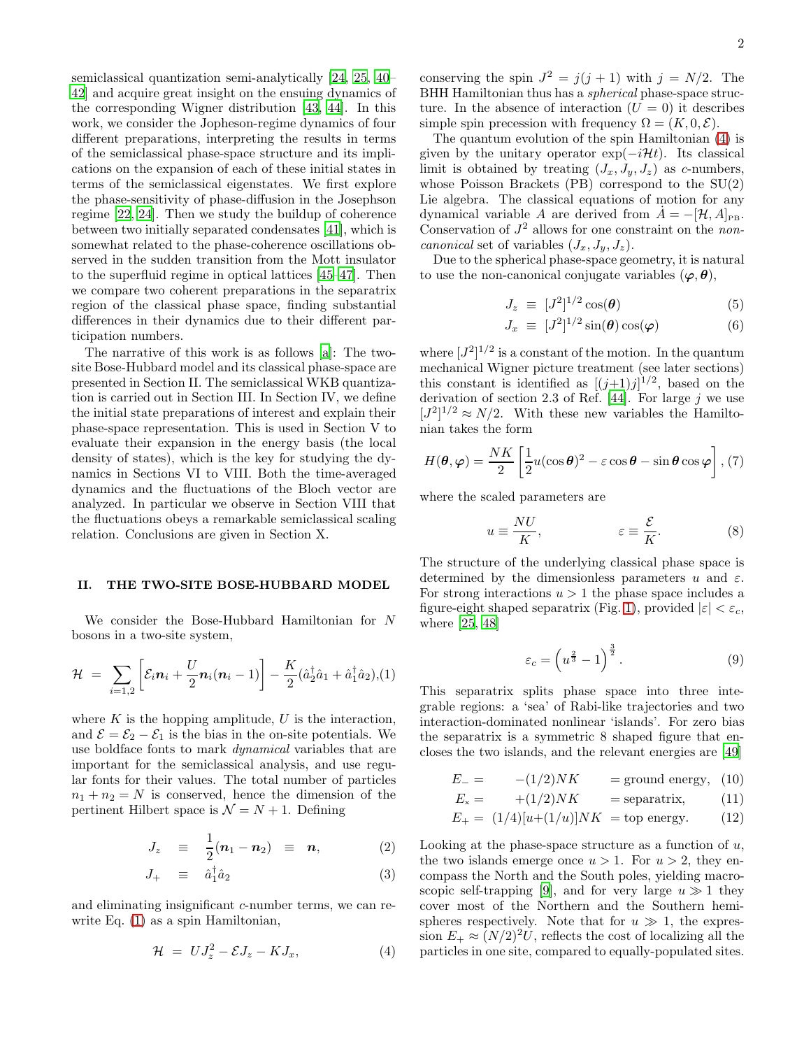semiclassical quantization semi-analytically [24, 25, 40–42] and acquire great insight on the ensuing dynamics of the corresponding Wigner distribution [43, 44]. In this work, we consider the Jopheson-regime dynamics of four different preparations, interpreting the results in terms of the semiclassical phase-space structure and its implications on the expansion of each of these initial states in terms of the semiclassical eigenstates. We first explore the phase-sensitivity of phase-diffusion in the Josephson regime [22, 24]. Then we study the buildup of coherence between two initially separated condensates [41], which is somewhat related to the phase-coherence oscillations observed in the sudden transition from the Mott insulator to the superfluid regime in optical lattices [45–47]. Then we compare two coherent preparations in the separatrix region of the classical phase space, finding substantial differences in their dynamics due to their different participation numbers.

The narrative of this work is as follows [a]: The two-site Bose-Hubbard model and its classical phase-space are presented in Section II. The semiclassical WKB quantization is carried out in Section III. In Section IV, we define the initial state preparations of interest and explain their phase-space representation. This is used in Section V to evaluate their expansion in the energy basis (the local density of states), which is the key for studying the dynamics in Sections VI to VIII. Both the time-averaged dynamics and the fluctuations of the Bloch vector are analyzed. In particular we observe in Section VIII that the fluctuations obeys a remarkable semiclassical scaling relation. Conclusions are given in Section X.

## II. THE TWO-SITE BOSE-HUBBARD MODEL

We consider the Bose-Hubbard Hamiltonian for $N$ bosons in a two-site system,

$$\mathcal{H} \;=\; \sum_{i=1,2}\left[\mathcal{E}_i \boldsymbol{n}_i + \frac{U}{2}\boldsymbol{n}_i(\boldsymbol{n}_i-1)\right] - \frac{K}{2}(\hat{a}_2^\dagger \hat{a}_1 + \hat{a}_1^\dagger \hat{a}_2), \quad (1)$$

where $K$ is the hopping amplitude, $U$ is the interaction, and $\mathcal{E}=\mathcal{E}_2-\mathcal{E}_1$ is the bias in the on-site potentials. We use boldface fonts to mark *dynamical* variables that are important for the semiclassical analysis, and use regular fonts for their values. The total number of particles $n_1+n_2=N$ is conserved, hence the dimension of the pertinent Hilbert space is $\mathcal{N}=N+1$. Defining

$$J_z \;\equiv\; \frac{1}{2}(\boldsymbol{n}_1-\boldsymbol{n}_2) \;\equiv\; \boldsymbol{n}, \quad (2)$$

$$J_+ \;\equiv\; \hat{a}_1^\dagger \hat{a}_2 \quad (3)$$

and eliminating insignificant $c$-number terms, we can rewrite Eq. (1) as a spin Hamiltonian,

$$\mathcal{H} \;=\; U J_z^2 - \mathcal{E} J_z - K J_x, \quad (4)$$

conserving the spin $J^2=j(j+1)$ with $j=N/2$. The BHH Hamiltonian thus has a *spherical* phase-space structure. In the absence of interaction ($U=0$) it describes simple spin precession with frequency $\Omega=(K,0,\mathcal{E})$.

The quantum evolution of the spin Hamiltonian (4) is given by the unitary operator $\exp(-i\mathcal{H}t)$. Its classical limit is obtained by treating $(J_x,J_y,J_z)$ as $c$-numbers, whose Poisson Brackets (PB) correspond to the SU(2) Lie algebra. The classical equations of motion for any dynamical variable $A$ are derived from $\dot{A}=-[\mathcal{H},A]_{\text{PB}}$. Conservation of $J^2$ allows for one constraint on the *non-canonical* set of variables $(J_x,J_y,J_z)$.

Due to the spherical phase-space geometry, it is natural to use the non-canonical conjugate variables $(\boldsymbol{\varphi},\boldsymbol{\theta})$,

$$J_z \;\equiv\; [J^2]^{1/2}\cos(\boldsymbol{\theta}) \quad (5)$$

$$J_x \;\equiv\; [J^2]^{1/2}\sin(\boldsymbol{\theta})\cos(\boldsymbol{\varphi}) \quad (6)$$

where $[J^2]^{1/2}$ is a constant of the motion. In the quantum mechanical Wigner picture treatment (see later sections) this constant is identified as $[(j+1)j]^{1/2}$, based on the derivation of section 2.3 of Ref. [44]. For large $j$ we use $[J^2]^{1/2}\approx N/2$. With these new variables the Hamiltonian takes the form

$$H(\boldsymbol{\theta},\boldsymbol{\varphi}) = \frac{NK}{2}\left[\frac{1}{2}u(\cos\boldsymbol{\theta})^2 - \varepsilon\cos\boldsymbol{\theta} - \sin\boldsymbol{\theta}\cos\boldsymbol{\varphi}\right], \quad (7)$$

where the scaled parameters are

$$u \equiv \frac{NU}{K}, \qquad\qquad \varepsilon \equiv \frac{\mathcal{E}}{K}. \quad (8)$$

The structure of the underlying classical phase space is determined by the dimensionless parameters $u$ and $\varepsilon$. For strong interactions $u>1$ the phase space includes a figure-eight shaped separatrix (Fig. 1), provided $|\varepsilon|<\varepsilon_c$, where [25, 48]

$$\varepsilon_c = \left(u^{\frac{2}{3}}-1\right)^{\frac{3}{2}}. \quad (9)$$

This separatrix splits phase space into three integrable regions: a 'sea' of Rabi-like trajectories and two interaction-dominated nonlinear 'islands'. For zero bias the separatrix is a symmetric 8 shaped figure that encloses the two islands, and the relevant energies are [49]

$$E_- = \quad -(1/2)NK \quad = \text{ground energy}, \quad (10)$$

$$E_{\text{x}} = \quad +(1/2)NK \quad = \text{separatrix}, \quad (11)$$

$$E_+ = \;(1/4)[u+(1/u)]NK \;= \text{top energy}. \quad (12)$$

Looking at the phase-space structure as a function of $u$, the two islands emerge once $u>1$. For $u>2$, they encompass the North and the South poles, yielding macroscopic self-trapping [9], and for very large $u\gg 1$ they cover most of the Northern and the Southern hemispheres respectively. Note that for $u\gg 1$, the expression $E_+\approx (N/2)^2U$, reflects the cost of localizing all the particles in one site, compared to equally-populated sites.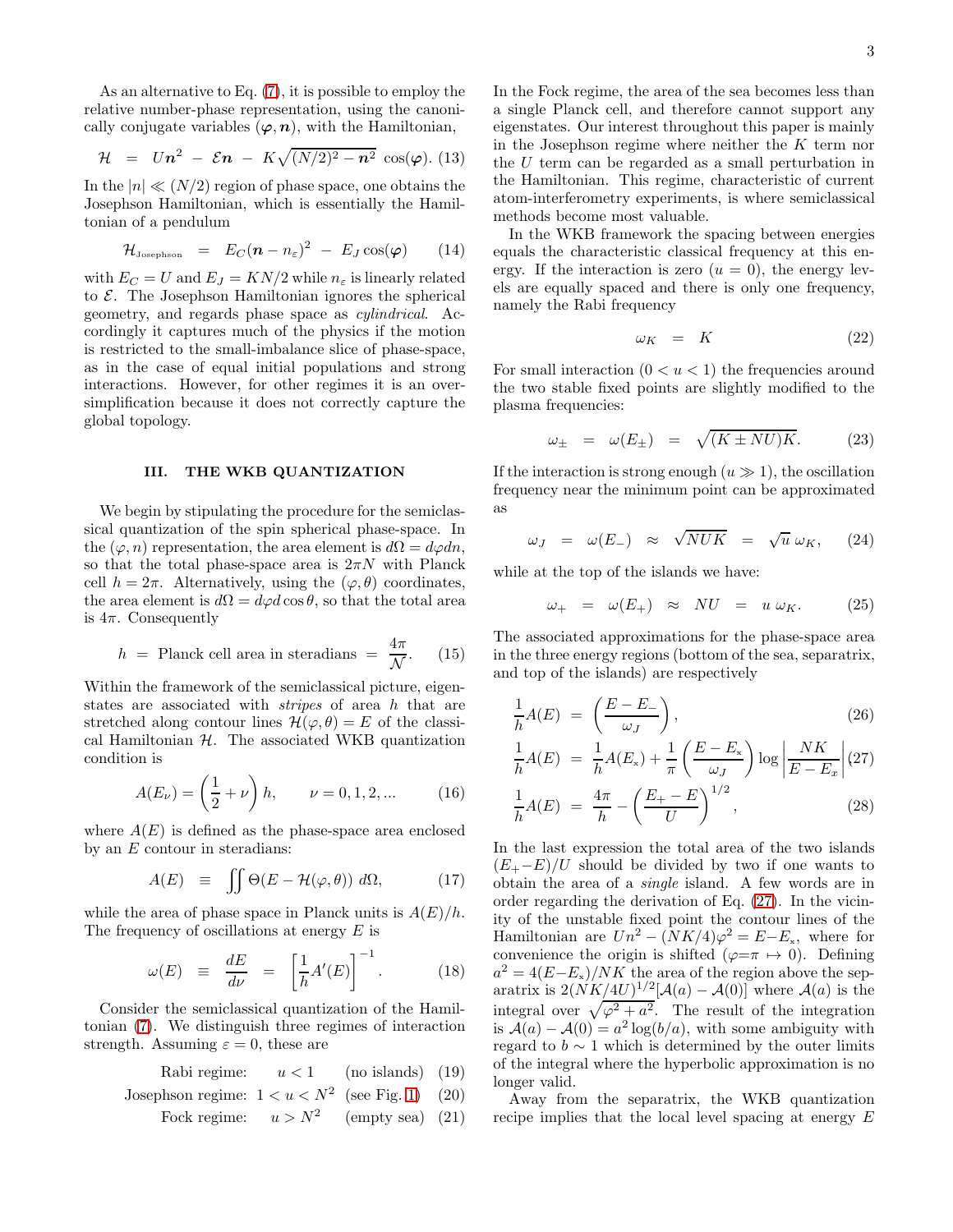As an alternative to Eq. (7), it is possible to employ the relative number-phase representation, using the canonically conjugate variables $(\boldsymbol{\varphi}, \boldsymbol{n})$, with the Hamiltonian,

$$\mathcal{H} \;=\; U\boldsymbol{n}^2 \;-\; \mathcal{E}\boldsymbol{n} \;-\; K\sqrt{(N/2)^2-\boldsymbol{n}^2}\;\cos(\boldsymbol{\varphi}). \tag{13}$$

In the $|n| \ll (N/2)$ region of phase space, one obtains the Josephson Hamiltonian, which is essentially the Hamiltonian of a pendulum

$$\mathcal{H}_{\text{Josephson}} \;=\; E_C(\boldsymbol{n}-n_\varepsilon)^2 \;-\; E_J\cos(\boldsymbol{\varphi}) \tag{14}$$

with $E_C = U$ and $E_J = KN/2$ while $n_\varepsilon$ is linearly related to $\mathcal{E}$. The Josephson Hamiltonian ignores the spherical geometry, and regards phase space as *cylindrical*. Accordingly it captures much of the physics if the motion is restricted to the small-imbalance slice of phase-space, as in the case of equal initial populations and strong interactions. However, for other regimes it is an oversimplification because it does not correctly capture the global topology.

## III. THE WKB QUANTIZATION

We begin by stipulating the procedure for the semiclassical quantization of the spin spherical phase-space. In the $(\varphi, n)$ representation, the area element is $d\Omega = d\varphi dn$, so that the total phase-space area is $2\pi N$ with Planck cell $h = 2\pi$. Alternatively, using the $(\varphi, \theta)$ coordinates, the area element is $d\Omega = d\varphi d\cos\theta$, so that the total area is $4\pi$. Consequently

$$h \;=\; \text{Planck cell area in steradians} \;=\; \frac{4\pi}{\mathcal{N}}. \tag{15}$$

Within the framework of the semiclassical picture, eigenstates are associated with *stripes* of area $h$ that are stretched along contour lines $\mathcal{H}(\varphi, \theta) = E$ of the classical Hamiltonian $\mathcal{H}$. The associated WKB quantization condition is

$$A(E_\nu) = \left(\frac{1}{2}+\nu\right)h, \qquad \nu = 0, 1, 2, ... \tag{16}$$

where $A(E)$ is defined as the phase-space area enclosed by an $E$ contour in steradians:

$$A(E) \;\equiv\; \iint \Theta(E - \mathcal{H}(\varphi, \theta))\; d\Omega, \tag{17}$$

while the area of phase space in Planck units is $A(E)/h$. The frequency of oscillations at energy $E$ is

$$\omega(E) \;\equiv\; \frac{dE}{d\nu} \;=\; \left[\frac{1}{h}A'(E)\right]^{-1}. \tag{18}$$

Consider the semiclassical quantization of the Hamiltonian (7). We distinguish three regimes of interaction strength. Assuming $\varepsilon = 0$, these are

$$\text{Rabi regime:} \qquad u < 1 \qquad \text{(no islands)} \tag{19}$$

$$\text{Josephson regime:} \;\; 1 < u < N^2 \;\; \text{(see Fig. 1)} \tag{20}$$

$$\text{Fock regime:} \qquad u > N^2 \qquad \text{(empty sea)} \tag{21}$$

In the Fock regime, the area of the sea becomes less than a single Planck cell, and therefore cannot support any eigenstates. Our interest throughout this paper is mainly in the Josephson regime where neither the $K$ term nor the $U$ term can be regarded as a small perturbation in the Hamiltonian. This regime, characteristic of current atom-interferometry experiments, is where semiclassical methods become most valuable.

In the WKB framework the spacing between energies equals the characteristic classical frequency at this energy. If the interaction is zero ($u = 0$), the energy levels are equally spaced and there is only one frequency, namely the Rabi frequency

$$\omega_K \;=\; K \tag{22}$$

For small interaction ($0 < u < 1$) the frequencies around the two stable fixed points are slightly modified to the plasma frequencies:

$$\omega_\pm \;=\; \omega(E_\pm) \;=\; \sqrt{(K \pm NU)K}. \tag{23}$$

If the interaction is strong enough ($u \gg 1$), the oscillation frequency near the minimum point can be approximated as

$$\omega_J \;=\; \omega(E_-) \;\approx\; \sqrt{NUK} \;=\; \sqrt{u}\,\omega_K, \tag{24}$$

while at the top of the islands we have:

$$\omega_+ \;=\; \omega(E_+) \;\approx\; NU \;=\; u\,\omega_K. \tag{25}$$

The associated approximations for the phase-space area in the three energy regions (bottom of the sea, separatrix, and top of the islands) are respectively

$$\frac{1}{h}A(E) \;=\; \left(\frac{E-E_-}{\omega_J}\right), \tag{26}$$

$$\frac{1}{h}A(E) \;=\; \frac{1}{h}A(E_x) + \frac{1}{\pi}\left(\frac{E-E_x}{\omega_J}\right)\log\left|\frac{NK}{E-E_x}\right| \tag{27}$$

$$\frac{1}{h}A(E) \;=\; \frac{4\pi}{h} - \left(\frac{E_+-E}{U}\right)^{1/2}, \tag{28}$$

In the last expression the total area of the two islands $(E_+ - E)/U$ should be divided by two if one wants to obtain the area of a *single* island. A few words are in order regarding the derivation of Eq. (27). In the vicinity of the unstable fixed point the contour lines of the Hamiltonian are $Un^2 - (NK/4)\varphi^2 = E - E_x$, where for convenience the origin is shifted ($\varphi = \pi \mapsto 0$). Defining $a^2 = 4(E - E_x)/NK$ the area of the region above the separatrix is $2(NK/4U)^{1/2}[\mathcal{A}(a) - \mathcal{A}(0)]$ where $\mathcal{A}(a)$ is the integral over $\sqrt{\varphi^2 + a^2}$. The result of the integration is $\mathcal{A}(a) - \mathcal{A}(0) = a^2\log(b/a)$, with some ambiguity with regard to $b \sim 1$ which is determined by the outer limits of the integral where the hyperbolic approximation is no longer valid.

Away from the separatrix, the WKB quantization recipe implies that the local level spacing at energy $E$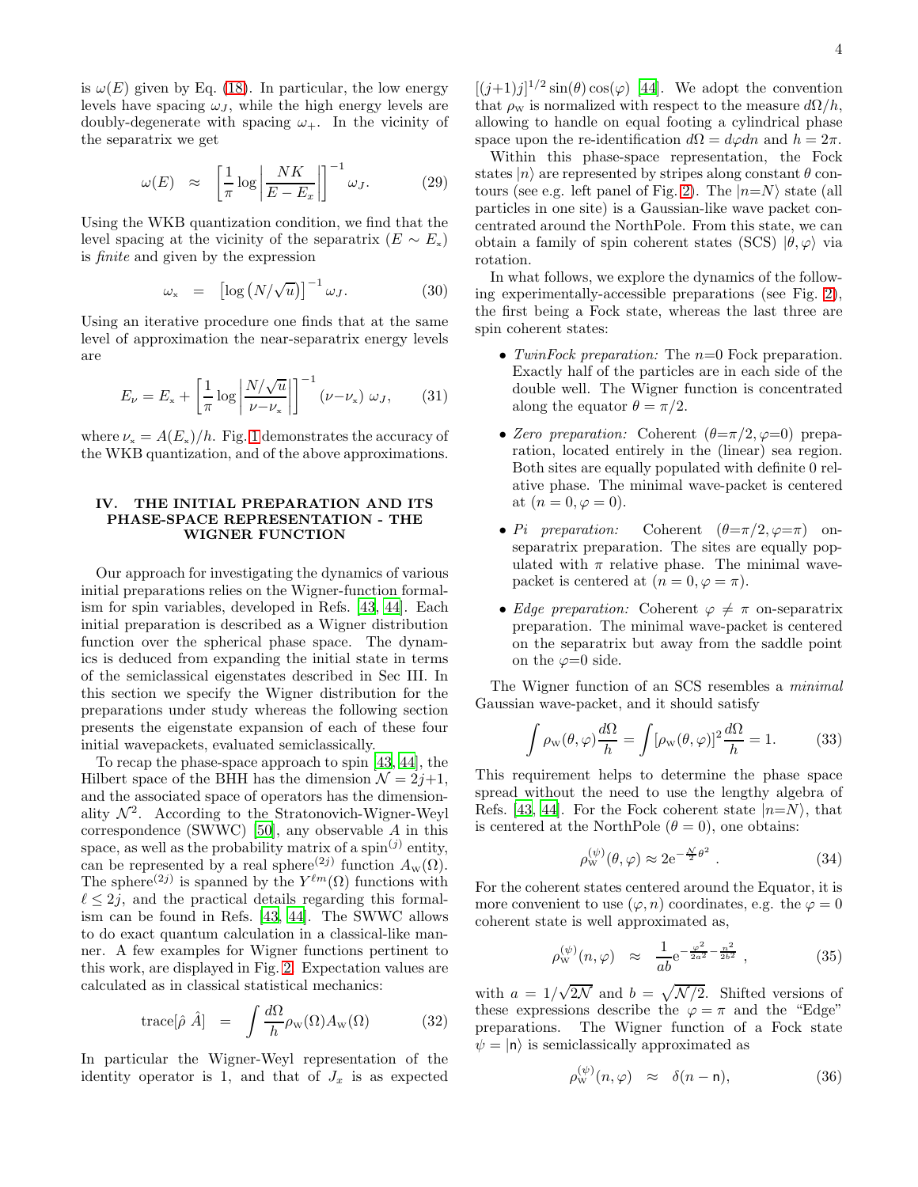is $\omega(E)$ given by Eq. (18). In particular, the low energy levels have spacing $\omega_J$, while the high energy levels are doubly-degenerate with spacing $\omega_+$. In the vicinity of the separatrix we get

$$\omega(E) \;\approx\; \left[\frac{1}{\pi}\log\left|\frac{NK}{E-E_x}\right|\right]^{-1}\omega_J. \tag{29}$$

Using the WKB quantization condition, we find that the level spacing at the vicinity of the separatrix ($E \sim E_x$) is *finite* and given by the expression

$$\omega_x \;=\; \left[\log\left(N/\sqrt{u}\right)\right]^{-1}\omega_J. \tag{30}$$

Using an iterative procedure one finds that at the same level of approximation the near-separatrix energy levels are

$$E_\nu = E_x + \left[\frac{1}{\pi}\log\left|\frac{N/\sqrt{u}}{\nu-\nu_x}\right|\right]^{-1}(\nu-\nu_x)\,\omega_J, \tag{31}$$

where $\nu_x = A(E_x)/h$. Fig. 1 demonstrates the accuracy of the WKB quantization, and of the above approximations.

## IV. THE INITIAL PREPARATION AND ITS PHASE-SPACE REPRESENTATION - THE WIGNER FUNCTION

Our approach for investigating the dynamics of various initial preparations relies on the Wigner-function formalism for spin variables, developed in Refs. [43, 44]. Each initial preparation is described as a Wigner distribution function over the spherical phase space. The dynamics is deduced from expanding the initial state in terms of the semiclassical eigenstates described in Sec III. In this section we specify the Wigner distribution for the preparations under study whereas the following section presents the eigenstate expansion of each of these four initial wavepackets, evaluated semiclassically.

To recap the phase-space approach to spin [43, 44], the Hilbert space of the BHH has the dimension $\mathcal{N} = 2j+1$, and the associated space of operators has the dimensionality $\mathcal{N}^2$. According to the Stratonovich-Wigner-Weyl correspondence (SWWC) [50], any observable $A$ in this space, as well as the probability matrix of a spin$^{(j)}$ entity, can be represented by a real sphere$^{(2j)}$ function $A_W(\Omega)$. The sphere$^{(2j)}$ is spanned by the $Y^{\ell m}(\Omega)$ functions with $\ell \le 2j$, and the practical details regarding this formalism can be found in Refs. [43, 44]. The SWWC allows to do exact quantum calculation in a classical-like manner. A few examples for Wigner functions pertinent to this work, are displayed in Fig. 2. Expectation values are calculated as in classical statistical mechanics:

$$\mathrm{trace}[\hat{\rho}\;\hat{A}] \;=\; \int \frac{d\Omega}{h}\rho_W(\Omega)A_W(\Omega) \tag{32}$$

In particular the Wigner-Weyl representation of the identity operator is 1, and that of $J_x$ is as expected $[(j+1)j]^{1/2}\sin(\theta)\cos(\varphi)$ [44]. We adopt the convention that $\rho_W$ is normalized with respect to the measure $d\Omega/h$, allowing to handle on equal footing a cylindrical phase space upon the re-identification $d\Omega = d\varphi dn$ and $h = 2\pi$.

Within this phase-space representation, the Fock states $|n\rangle$ are represented by stripes along constant $\theta$ contours (see e.g. left panel of Fig. 2). The $|n{=}N\rangle$ state (all particles in one site) is a Gaussian-like wave packet concentrated around the NorthPole. From this state, we can obtain a family of spin coherent states (SCS) $|\theta,\varphi\rangle$ via rotation.

In what follows, we explore the dynamics of the following experimentally-accessible preparations (see Fig. 2), the first being a Fock state, whereas the last three are spin coherent states:

- *TwinFock preparation:* The $n{=}0$ Fock preparation. Exactly half of the particles are in each side of the double well. The Wigner function is concentrated along the equator $\theta = \pi/2$.
- *Zero preparation:* Coherent ($\theta{=}\pi/2, \varphi{=}0$) preparation, located entirely in the (linear) sea region. Both sites are equally populated with definite 0 relative phase. The minimal wave-packet is centered at $(n = 0, \varphi = 0)$.
- *Pi preparation:* Coherent ($\theta{=}\pi/2, \varphi{=}\pi$) on-separatrix preparation. The sites are equally populated with $\pi$ relative phase. The minimal wave-packet is centered at $(n = 0, \varphi = \pi)$.
- *Edge preparation:* Coherent $\varphi \neq \pi$ on-separatrix preparation. The minimal wave-packet is centered on the separatrix but away from the saddle point on the $\varphi{=}0$ side.

The Wigner function of an SCS resembles a *minimal* Gaussian wave-packet, and it should satisfy

$$\int \rho_W(\theta,\varphi)\frac{d\Omega}{h} = \int [\rho_W(\theta,\varphi)]^2\frac{d\Omega}{h} = 1. \tag{33}$$

This requirement helps to determine the phase space spread without the need to use the lengthy algebra of Refs. [43, 44]. For the Fock coherent state $|n{=}N\rangle$, that is centered at the NorthPole ($\theta = 0$), one obtains:

$$\rho_W^{(\psi)}(\theta,\varphi) \approx 2\mathrm{e}^{-\frac{\mathcal{N}}{2}\theta^2}. \tag{34}$$

For the coherent states centered around the Equator, it is more convenient to use $(\varphi, n)$ coordinates, e.g. the $\varphi = 0$ coherent state is well approximated as,

$$\rho_W^{(\psi)}(n,\varphi) \;\approx\; \frac{1}{ab}\mathrm{e}^{-\frac{\varphi^2}{2a^2}-\frac{n^2}{2b^2}}, \tag{35}$$

with $a = 1/\sqrt{2\mathcal{N}}$ and $b = \sqrt{\mathcal{N}/2}$. Shifted versions of these expressions describe the $\varphi = \pi$ and the "Edge" preparations. The Wigner function of a Fock state $\psi = |\mathsf{n}\rangle$ is semiclassically approximated as

$$\rho_W^{(\psi)}(n,\varphi) \;\approx\; \delta(n-\mathsf{n}), \tag{36}$$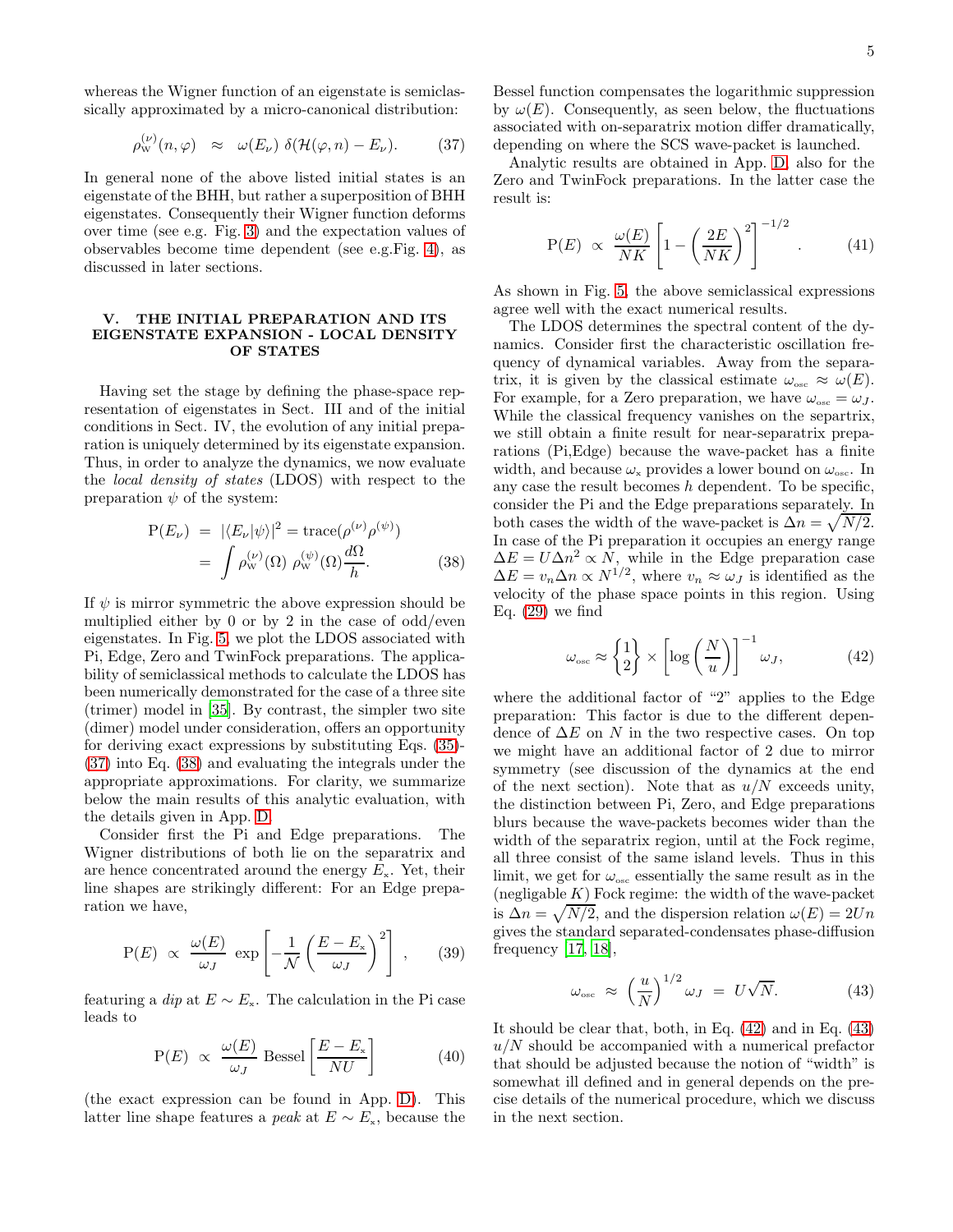whereas the Wigner function of an eigenstate is semiclassically approximated by a micro-canonical distribution:

$$\rho_{\mathrm{W}}^{(\nu)}(n,\varphi) \;\approx\; \omega(E_\nu)\;\delta(\mathcal{H}(\varphi,n)-E_\nu). \tag{37}$$

In general none of the above listed initial states is an eigenstate of the BHH, but rather a superposition of BHH eigenstates. Consequently their Wigner function deforms over time (see e.g. Fig. 3) and the expectation values of observables become time dependent (see e.g.Fig. 4), as discussed in later sections.

## V. THE INITIAL PREPARATION AND ITS EIGENSTATE EXPANSION - LOCAL DENSITY OF STATES

Having set the stage by defining the phase-space representation of eigenstates in Sect. III and of the initial conditions in Sect. IV, the evolution of any initial preparation is uniquely determined by its eigenstate expansion. Thus, in order to analyze the dynamics, we now evaluate the *local density of states* (LDOS) with respect to the preparation $\psi$ of the system:

$$\begin{aligned}\mathrm{P}(E_\nu) \;&=\; |\langle E_\nu|\psi\rangle|^2 = \mathrm{trace}(\rho^{(\nu)}\rho^{(\psi)}) \\ &=\; \int \rho_{\mathrm{W}}^{(\nu)}(\Omega)\;\rho_{\mathrm{W}}^{(\psi)}(\Omega)\frac{d\Omega}{h}.\end{aligned} \tag{38}$$

If $\psi$ is mirror symmetric the above expression should be multiplied either by 0 or by 2 in the case of odd/even eigenstates. In Fig. 5, we plot the LDOS associated with Pi, Edge, Zero and TwinFock preparations. The applicability of semiclassical methods to calculate the LDOS has been numerically demonstrated for the case of a three site (trimer) model in [35]. By contrast, the simpler two site (dimer) model under consideration, offers an opportunity for deriving exact expressions by substituting Eqs. (35)-(37) into Eq. (38) and evaluating the integrals under the appropriate approximations. For clarity, we summarize below the main results of this analytic evaluation, with the details given in App. D.

Consider first the Pi and Edge preparations. The Wigner distributions of both lie on the separatrix and are hence concentrated around the energy $E_{\mathrm{x}}$. Yet, their line shapes are strikingly different: For an Edge preparation we have,

$$\mathrm{P}(E) \;\propto\; \frac{\omega(E)}{\omega_J}\;\exp\left[-\frac{1}{\mathcal{N}}\left(\frac{E-E_{\mathrm{x}}}{\omega_J}\right)^2\right]\;, \tag{39}$$

featuring a *dip* at $E\sim E_{\mathrm{x}}$. The calculation in the Pi case leads to

$$\mathrm{P}(E) \;\propto\; \frac{\omega(E)}{\omega_J}\;\mathrm{Bessel}\left[\frac{E-E_{\mathrm{x}}}{NU}\right] \tag{40}$$

(the exact expression can be found in App. D). This latter line shape features a *peak* at $E\sim E_{\mathrm{x}}$, because the Bessel function compensates the logarithmic suppression by $\omega(E)$. Consequently, as seen below, the fluctuations associated with on-separatrix motion differ dramatically, depending on where the SCS wave-packet is launched.

Analytic results are obtained in App. D, also for the Zero and TwinFock preparations. In the latter case the result is:

$$\mathrm{P}(E) \;\propto\; \frac{\omega(E)}{NK}\left[1-\left(\frac{2E}{NK}\right)^2\right]^{-1/2}. \tag{41}$$

As shown in Fig. 5, the above semiclassical expressions agree well with the exact numerical results.

The LDOS determines the spectral content of the dynamics. Consider first the characteristic oscillation frequency of dynamical variables. Away from the separatrix, it is given by the classical estimate $\omega_{\mathrm{osc}}\approx\omega(E)$. For example, for a Zero preparation, we have $\omega_{\mathrm{osc}}=\omega_J$. While the classical frequency vanishes on the separatrix, we still obtain a finite result for near-separatrix preparations (Pi,Edge) because the wave-packet has a finite width, and because $\omega_{\mathrm{x}}$ provides a lower bound on $\omega_{\mathrm{osc}}$. In any case the result becomes $h$ dependent. To be specific, consider the Pi and the Edge preparations separately. In both cases the width of the wave-packet is $\Delta n=\sqrt{N/2}$. In case of the Pi preparation it occupies an energy range $\Delta E=U\Delta n^2\propto N$, while in the Edge preparation case $\Delta E=v_n\Delta n\propto N^{1/2}$, where $v_n\approx\omega_J$ is identified as the velocity of the phase space points in this region. Using Eq. (29) we find

$$\omega_{\mathrm{osc}}\approx\begin{Bmatrix}1\\2\end{Bmatrix}\times\left[\log\left(\frac{N}{u}\right)\right]^{-1}\omega_J, \tag{42}$$

where the additional factor of "2" applies to the Edge preparation: This factor is due to the different dependence of $\Delta E$ on $N$ in the two respective cases. On top we might have an additional factor of 2 due to mirror symmetry (see discussion of the dynamics at the end of the next section). Note that as $u/N$ exceeds unity, the distinction between Pi, Zero, and Edge preparations blurs because the wave-packets becomes wider than the width of the separatrix region, until at the Fock regime, all three consist of the same island levels. Thus in this limit, we get for $\omega_{\mathrm{osc}}$ essentially the same result as in the (negligable $K$) Fock regime: the width of the wave-packet is $\Delta n=\sqrt{N/2}$, and the dispersion relation $\omega(E)=2Un$ gives the standard separated-condensates phase-diffusion frequency [17, 18],

$$\omega_{\mathrm{osc}} \;\approx\; \left(\frac{u}{N}\right)^{1/2}\omega_J \;=\; U\sqrt{N}. \tag{43}$$

It should be clear that, both, in Eq. (42) and in Eq. (43) $u/N$ should be accompanied with a numerical prefactor that should be adjusted because the notion of "width" is somewhat ill defined and in general depends on the precise details of the numerical procedure, which we discuss in the next section.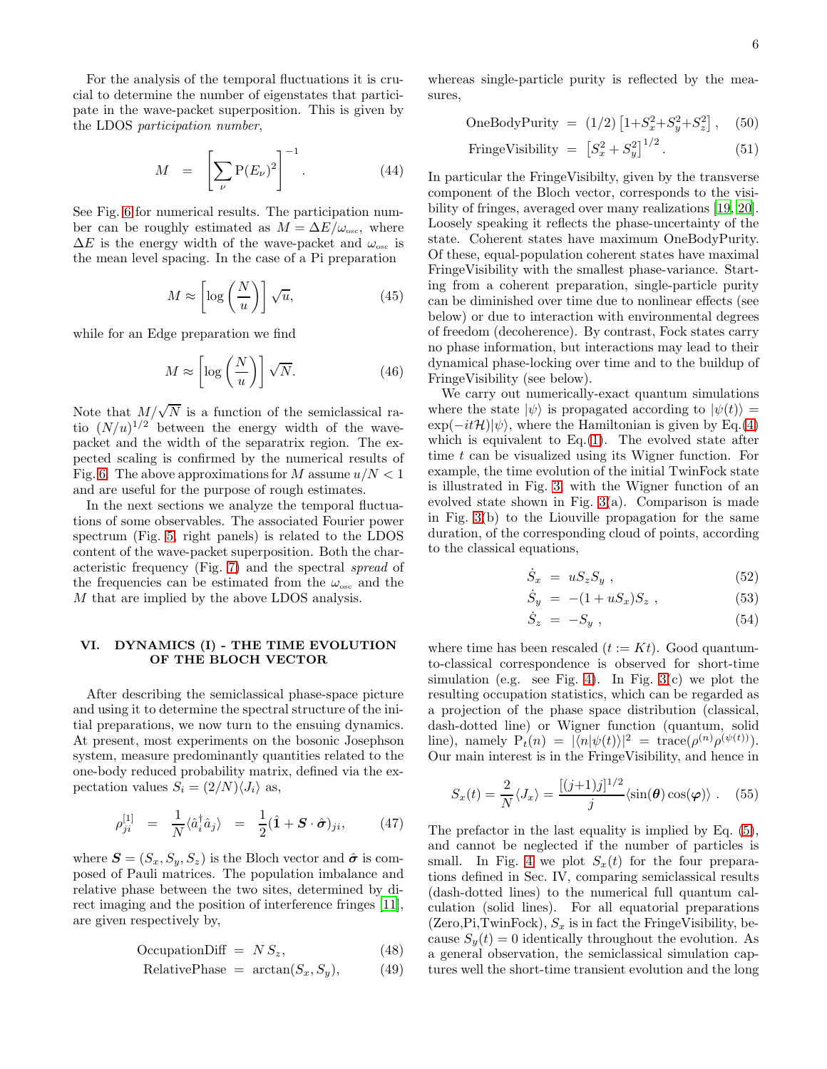For the analysis of the temporal fluctuations it is crucial to determine the number of eigenstates that participate in the wave-packet superposition. This is given by the LDOS *participation number*,

$$M \;=\; \left[\sum_{\nu} \mathrm{P}(E_\nu)^2\right]^{-1}. \tag{44}$$

See Fig. 6 for numerical results. The participation number can be roughly estimated as $M = \Delta E/\omega_{\text{osc}}$, where $\Delta E$ is the energy width of the wave-packet and $\omega_{\text{osc}}$ is the mean level spacing. In the case of a Pi preparation

$$M \approx \left[\log\left(\frac{N}{u}\right)\right]\sqrt{u}, \tag{45}$$

while for an Edge preparation we find

$$M \approx \left[\log\left(\frac{N}{u}\right)\right]\sqrt{N}. \tag{46}$$

Note that $M/\sqrt{N}$ is a function of the semiclassical ratio $(N/u)^{1/2}$ between the energy width of the wave-packet and the width of the separatrix region. The expected scaling is confirmed by the numerical results of Fig. 6. The above approximations for $M$ assume $u/N < 1$ and are useful for the purpose of rough estimates.

In the next sections we analyze the temporal fluctuations of some observables. The associated Fourier power spectrum (Fig. 5, right panels) is related to the LDOS content of the wave-packet superposition. Both the characteristic frequency (Fig. 7) and the spectral *spread* of the frequencies can be estimated from the $\omega_{\text{osc}}$ and the $M$ that are implied by the above LDOS analysis.

## VI. DYNAMICS (I) - THE TIME EVOLUTION OF THE BLOCH VECTOR

After describing the semiclassical phase-space picture and using it to determine the spectral structure of the initial preparations, we now turn to the ensuing dynamics. At present, most experiments on the bosonic Josephson system, measure predominantly quantities related to the one-body reduced probability matrix, defined via the expectation values $S_i = (2/N)\langle J_i\rangle$ as,

$$\rho^{[1]}_{ji} \;=\; \frac{1}{N}\langle \hat{a}_i^\dagger \hat{a}_j\rangle \;=\; \frac{1}{2}(\hat{\mathbf{1}} + \boldsymbol{S}\cdot\hat{\boldsymbol{\sigma}})_{ji}, \tag{47}$$

where $\boldsymbol{S} = (S_x, S_y, S_z)$ is the Bloch vector and $\hat{\boldsymbol{\sigma}}$ is composed of Pauli matrices. The population imbalance and relative phase between the two sites, determined by direct imaging and the position of interference fringes [11], are given respectively by,

$$\text{OccupationDiff} \;=\; N\,S_z, \tag{48}$$

$$\text{RelativePhase} \;=\; \arctan(S_x, S_y), \tag{49}$$

whereas single-particle purity is reflected by the measures,

$$\text{OneBodyPurity} \;=\; (1/2)\left[1+S_x^2+S_y^2+S_z^2\right], \tag{50}$$

$$\text{FringeVisibility} \;=\; \left[S_x^2+S_y^2\right]^{1/2}. \tag{51}$$

In particular the FringeVisibilty, given by the transverse component of the Bloch vector, corresponds to the visibility of fringes, averaged over many realizations [19, 20]. Loosely speaking it reflects the phase-uncertainty of the state. Coherent states have maximum OneBodyPurity. Of these, equal-population coherent states have maximal FringeVisibility with the smallest phase-variance. Starting from a coherent preparation, single-particle purity can be diminished over time due to nonlinear effects (see below) or due to interaction with environmental degrees of freedom (decoherence). By contrast, Fock states carry no phase information, but interactions may lead to their dynamical phase-locking over time and to the buildup of FringeVisibility (see below).

We carry out numerically-exact quantum simulations where the state $|\psi\rangle$ is propagated according to $|\psi(t)\rangle = \exp(-it\mathcal{H})|\psi\rangle$, where the Hamiltonian is given by Eq.(4) which is equivalent to Eq.(1). The evolved state after time $t$ can be visualized using its Wigner function. For example, the time evolution of the initial TwinFock state is illustrated in Fig. 3, with the Wigner function of an evolved state shown in Fig. 3(a). Comparison is made in Fig. 3(b) to the Liouville propagation for the same duration, of the corresponding cloud of points, according to the classical equations,

$$\dot{S}_x \;=\; uS_zS_y\,, \tag{52}$$

$$\dot{S}_y \;=\; -(1+uS_x)S_z\,, \tag{53}$$

$$\dot{S}_z \;=\; -S_y\,, \tag{54}$$

where time has been rescaled ($t := Kt$). Good quantum-to-classical correspondence is observed for short-time simulation (e.g. see Fig. 4). In Fig. 3(c) we plot the resulting occupation statistics, which can be regarded as a projection of the phase space distribution (classical, dash-dotted line) or Wigner function (quantum, solid line), namely $\mathrm{P}_t(n) = |\langle n|\psi(t)\rangle|^2 = \mathrm{trace}(\rho^{(n)}\rho^{(\psi(t))})$. Our main interest is in the FringeVisibility, and hence in

$$S_x(t) = \frac{2}{N}\langle J_x\rangle = \frac{[(j{+}1)j]^{1/2}}{j}\langle\sin(\boldsymbol{\theta})\cos(\boldsymbol{\varphi})\rangle\,. \tag{55}$$

The prefactor in the last equality is implied by Eq. (5), and cannot be neglected if the number of particles is small. In Fig. 4 we plot $S_x(t)$ for the four preparations defined in Sec. IV, comparing semiclassical results (dash-dotted lines) to the numerical full quantum calculation (solid lines). For all equatorial preparations (Zero,Pi,TwinFock), $S_x$ is in fact the FringeVisibility, because $S_y(t) = 0$ identically throughout the evolution. As a general observation, the semiclassical simulation captures well the short-time transient evolution and the long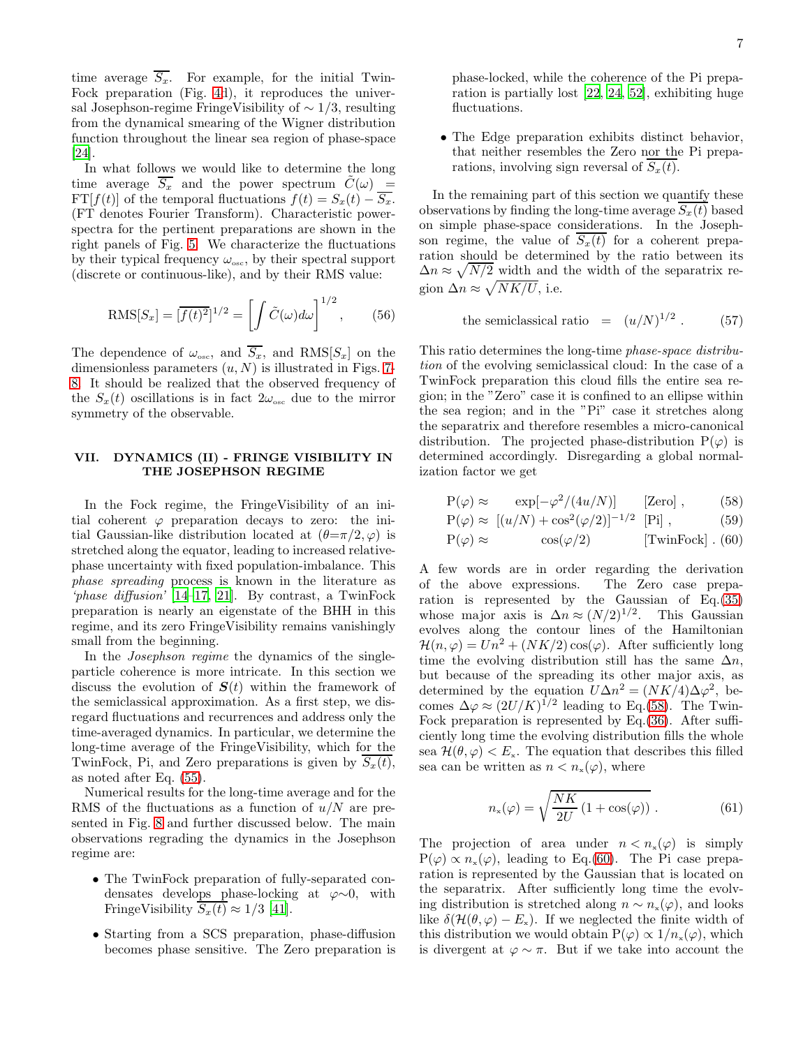time average $\overline{S_x}$. For example, for the initial TwinFock preparation (Fig. 4d), it reproduces the universal Josephson-regime FringeVisibility of $\sim 1/3$, resulting from the dynamical smearing of the Wigner distribution function throughout the linear sea region of phase-space [24].

In what follows we would like to determine the long time average $\overline{S_x}$ and the power spectrum $\tilde{C}(\omega) = \text{FT}[f(t)]$ of the temporal fluctuations $f(t) = S_x(t) - \overline{S_x}$. (FT denotes Fourier Transform). Characteristic power-spectra for the pertinent preparations are shown in the right panels of Fig. 5. We characterize the fluctuations by their typical frequency $\omega_{\text{osc}}$, by their spectral support (discrete or continuous-like), and by their RMS value:

$$\text{RMS}[S_x] = \overline{[f(t)^2]}^{1/2} = \left[\int \tilde{C}(\omega) d\omega\right]^{1/2}, \tag{56}$$

The dependence of $\omega_{\text{osc}}$, and $\overline{S_x}$, and $\text{RMS}[S_x]$ on the dimensionless parameters $(u, N)$ is illustrated in Figs. 7-8. It should be realized that the observed frequency of the $S_x(t)$ oscillations is in fact $2\omega_{\text{osc}}$ due to the mirror symmetry of the observable.

## VII. DYNAMICS (II) - FRINGE VISIBILITY IN THE JOSEPHSON REGIME

In the Fock regime, the FringeVisibility of an initial coherent $\varphi$ preparation decays to zero: the initial Gaussian-like distribution located at $(\theta{=}\pi/2, \varphi)$ is stretched along the equator, leading to increased relative-phase uncertainty with fixed population-imbalance. This *phase spreading* process is known in the literature as *'phase diffusion'* [14–17, 21]. By contrast, a TwinFock preparation is nearly an eigenstate of the BHH in this regime, and its zero FringeVisibility remains vanishingly small from the beginning.

In the *Josephson regime* the dynamics of the single-particle coherence is more intricate. In this section we discuss the evolution of $\boldsymbol{S}(t)$ within the framework of the semiclassical approximation. As a first step, we disregard fluctuations and recurrences and address only the time-averaged dynamics. In particular, we determine the long-time average of the FringeVisibility, which for the TwinFock, Pi, and Zero preparations is given by $\overline{S_x(t)}$, as noted after Eq. (55).

Numerical results for the long-time average and for the RMS of the fluctuations as a function of $u/N$ are presented in Fig. 8 and further discussed below. The main observations regrading the dynamics in the Josephson regime are:

- The TwinFock preparation of fully-separated condensates develops phase-locking at $\varphi{\sim}0$, with FringeVisibility $\overline{S_x(t)} \approx 1/3$ [41].
- Starting from a SCS preparation, phase-diffusion becomes phase sensitive. The Zero preparation is phase-locked, while the coherence of the Pi preparation is partially lost [22, 24, 52], exhibiting huge fluctuations.
- The Edge preparation exhibits distinct behavior, that neither resembles the Zero nor the Pi preparations, involving sign reversal of $\overline{S_x(t)}$.

In the remaining part of this section we quantify these observations by finding the long-time average $\overline{S_x(t)}$ based on simple phase-space considerations. In the Josephson regime, the value of $\overline{S_x(t)}$ for a coherent preparation should be determined by the ratio between its $\Delta n \approx \sqrt{N/2}$ width and the width of the separatrix region $\Delta n \approx \sqrt{NK/U}$, i.e.

$$\text{the semiclassical ratio} \;=\; (u/N)^{1/2}\,. \tag{57}$$

This ratio determines the long-time *phase-space distribution* of the evolving semiclassical cloud: In the case of a TwinFock preparation this cloud fills the entire sea region; in the "Zero" case it is confined to an ellipse within the sea region; and in the "Pi" case it stretches along the separatrix and therefore resembles a micro-canonical distribution. The projected phase-distribution $\text{P}(\varphi)$ is determined accordingly. Disregarding a global normalization factor we get

$$\text{P}(\varphi) \approx \quad \exp[-\varphi^2/(4u/N)] \quad [\text{Zero}]\,, \tag{58}$$

$$\text{P}(\varphi) \approx [(u/N) + \cos^2(\varphi/2)]^{-1/2} \;\; [\text{Pi}]\,, \tag{59}$$

$$\text{P}(\varphi) \approx \quad \cos(\varphi/2) \quad [\text{TwinFock}]\,. \tag{60}$$

A few words are in order regarding the derivation of the above expressions. The Zero case preparation is represented by the Gaussian of Eq.(35) whose major axis is $\Delta n \approx (N/2)^{1/2}$. This Gaussian evolves along the contour lines of the Hamiltonian $\mathcal{H}(n, \varphi) = Un^2 + (NK/2)\cos(\varphi)$. After sufficiently long time the evolving distribution still has the same $\Delta n$, but because of the spreading its other major axis, as determined by the equation $U\Delta n^2 = (NK/4)\Delta\varphi^2$, becomes $\Delta\varphi \approx (2U/K)^{1/2}$ leading to Eq.(58). The TwinFock preparation is represented by Eq.(36). After sufficiently long time the evolving distribution fills the whole sea $\mathcal{H}(\theta, \varphi) < E_{\text{x}}$. The equation that describes this filled sea can be written as $n < n_{\text{x}}(\varphi)$, where

$$n_{\text{x}}(\varphi) = \sqrt{\frac{NK}{2U}\left(1 + \cos(\varphi)\right)}\,. \tag{61}$$

The projection of area under $n < n_{\text{x}}(\varphi)$ is simply $\text{P}(\varphi) \propto n_{\text{x}}(\varphi)$, leading to Eq.(60). The Pi case preparation is represented by the Gaussian that is located on the separatrix. After sufficiently long time the evolving distribution is stretched along $n \sim n_{\text{x}}(\varphi)$, and looks like $\delta(\mathcal{H}(\theta, \varphi) - E_{\text{x}})$. If we neglected the finite width of this distribution we would obtain $\text{P}(\varphi) \propto 1/n_{\text{x}}(\varphi)$, which is divergent at $\varphi \sim \pi$. But if we take into account the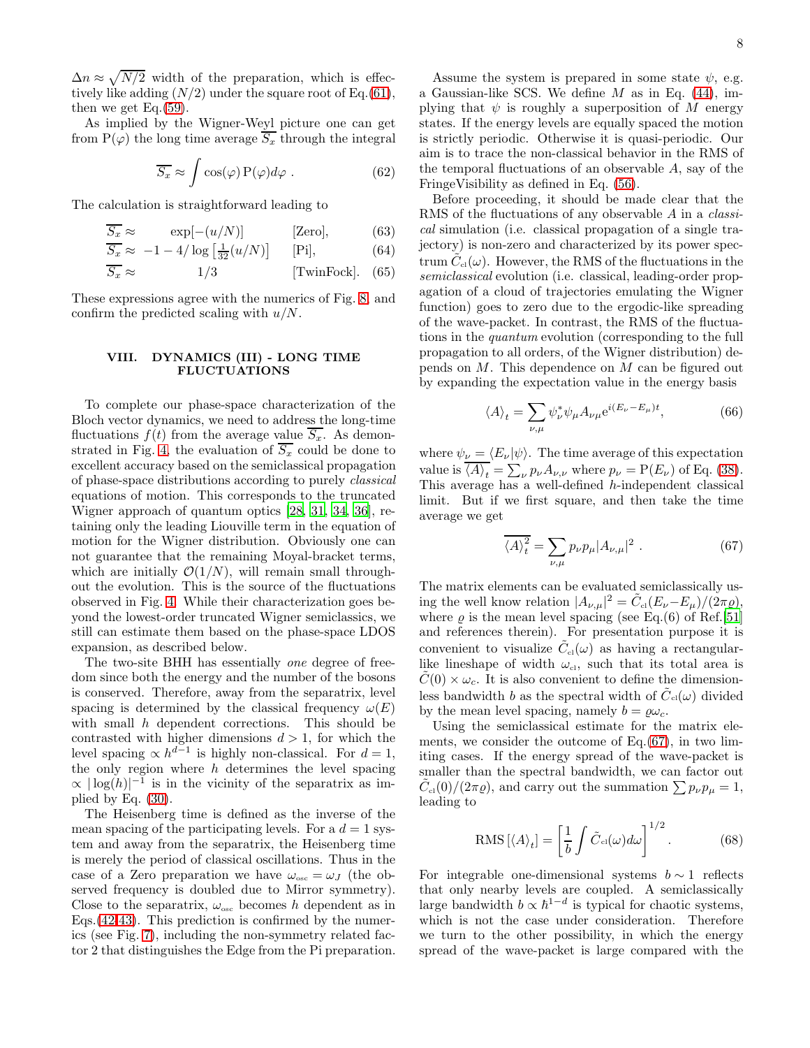$\Delta n \approx \sqrt{N/2}$ width of the preparation, which is effectively like adding $(N/2)$ under the square root of Eq.(61), then we get Eq.(59).

As implied by the Wigner-Weyl picture one can get from $\mathrm{P}(\varphi)$ the long time average $\overline{S_x}$ through the integral

$$\overline{S_x} \approx \int \cos(\varphi)\, \mathrm{P}(\varphi) d\varphi \ . \tag{62}$$

The calculation is straightforward leading to

$$\overline{S_x} \approx \quad \exp[-(u/N)] \qquad \text{[Zero]}, \tag{63}$$

$$\overline{S_x} \approx \ -1 - 4/\log\left[\tfrac{1}{32}(u/N)\right] \qquad \text{[Pi]}, \tag{64}$$

$$\overline{S_x} \approx \qquad 1/3 \qquad \text{[TwinFock]}. \tag{65}$$

These expressions agree with the numerics of Fig. 8, and confirm the predicted scaling with $u/N$.

## VIII. DYNAMICS (III) - LONG TIME FLUCTUATIONS

To complete our phase-space characterization of the Bloch vector dynamics, we need to address the long-time fluctuations $f(t)$ from the average value $\overline{S_x}$. As demonstrated in Fig. 4, the evaluation of $\overline{S_x}$ could be done to excellent accuracy based on the semiclassical propagation of phase-space distributions according to purely *classical* equations of motion. This corresponds to the truncated Wigner approach of quantum optics [28, 31, 34, 36], retaining only the leading Liouville term in the equation of motion for the Wigner distribution. Obviously one can not guarantee that the remaining Moyal-bracket terms, which are initially $\mathcal{O}(1/N)$, will remain small throughout the evolution. This is the source of the fluctuations observed in Fig. 4. While their characterization goes beyond the lowest-order truncated Wigner semiclassics, we still can estimate them based on the phase-space LDOS expansion, as described below.

The two-site BHH has essentially *one* degree of freedom since both the energy and the number of the bosons is conserved. Therefore, away from the separatrix, level spacing is determined by the classical frequency $\omega(E)$ with small $h$ dependent corrections. This should be contrasted with higher dimensions $d > 1$, for which the level spacing $\propto h^{d-1}$ is highly non-classical. For $d = 1$, the only region where $h$ determines the level spacing $\propto |\log(h)|^{-1}$ is in the vicinity of the separatrix as implied by Eq. (30).

The Heisenberg time is defined as the inverse of the mean spacing of the participating levels. For a $d = 1$ system and away from the separatrix, the Heisenberg time is merely the period of classical oscillations. Thus in the case of a Zero preparation we have $\omega_{\text{osc}} = \omega_J$ (the observed frequency is doubled due to Mirror symmetry). Close to the separatrix, $\omega_{\text{osc}}$ becomes $h$ dependent as in Eqs.(42,43). This prediction is confirmed by the numerics (see Fig. 7), including the non-symmetry related factor 2 that distinguishes the Edge from the Pi preparation.

Assume the system is prepared in some state $\psi$, e.g. a Gaussian-like SCS. We define $M$ as in Eq. (44), implying that $\psi$ is roughly a superposition of $M$ energy states. If the energy levels are equally spaced the motion is strictly periodic. Otherwise it is quasi-periodic. Our aim is to trace the non-classical behavior in the RMS of the temporal fluctuations of an observable $A$, say of the FringeVisibility as defined in Eq. (56).

Before proceeding, it should be made clear that the RMS of the fluctuations of any observable $A$ in a *classical* simulation (i.e. classical propagation of a single trajectory) is non-zero and characterized by its power spectrum $\tilde{C}_{\text{cl}}(\omega)$. However, the RMS of the fluctuations in the *semiclassical* evolution (i.e. classical, leading-order propagation of a cloud of trajectories emulating the Wigner function) goes to zero due to the ergodic-like spreading of the wave-packet. In contrast, the RMS of the fluctuations in the *quantum* evolution (corresponding to the full propagation to all orders, of the Wigner distribution) depends on $M$. This dependence on $M$ can be figured out by expanding the expectation value in the energy basis

$$\langle A \rangle_t = \sum_{\nu,\mu} \psi_\nu^* \psi_\mu A_{\nu\mu} \mathrm{e}^{i(E_\nu - E_\mu)t}, \tag{66}$$

where $\psi_\nu = \langle E_\nu | \psi \rangle$. The time average of this expectation value is $\overline{\langle A \rangle}_t = \sum_\nu p_\nu A_{\nu,\nu}$ where $p_\nu = \mathrm{P}(E_\nu)$ of Eq. (38). This average has a well-defined $h$-independent classical limit. But if we first square, and then take the time average we get

$$\overline{\langle A \rangle_t^2} = \sum_{\nu,\mu} p_\nu p_\mu |A_{\nu,\mu}|^2 \ . \tag{67}$$

The matrix elements can be evaluated semiclassically using the well know relation $|A_{\nu,\mu}|^2 = \tilde{C}_{\text{cl}}(E_\nu - E_\mu)/(2\pi\varrho)$, where $\varrho$ is the mean level spacing (see Eq.(6) of Ref.[51] and references therein). For presentation purpose it is convenient to visualize $\tilde{C}_{\text{cl}}(\omega)$ as having a rectangular-like lineshape of width $\omega_{\text{cl}}$, such that its total area is $\tilde{C}(0) \times \omega_c$. It is also convenient to define the dimensionless bandwidth $b$ as the spectral width of $\tilde{C}_{\text{cl}}(\omega)$ divided by the mean level spacing, namely $b = \varrho\omega_c$.

Using the semiclassical estimate for the matrix elements, we consider the outcome of Eq.(67), in two limiting cases. If the energy spread of the wave-packet is smaller than the spectral bandwidth, we can factor out $\tilde{C}_{\text{cl}}(0)/(2\pi\varrho)$, and carry out the summation $\sum p_\nu p_\mu = 1$, leading to

$$\text{RMS}\left[\langle A \rangle_t\right] = \left[\frac{1}{b}\int \tilde{C}_{\text{cl}}(\omega) d\omega\right]^{1/2} . \tag{68}$$

For integrable one-dimensional systems $b \sim 1$ reflects that only nearby levels are coupled. A semiclassically large bandwidth $b \propto \hbar^{1-d}$ is typical for chaotic systems, which is not the case under consideration. Therefore we turn to the other possibility, in which the energy spread of the wave-packet is large compared with the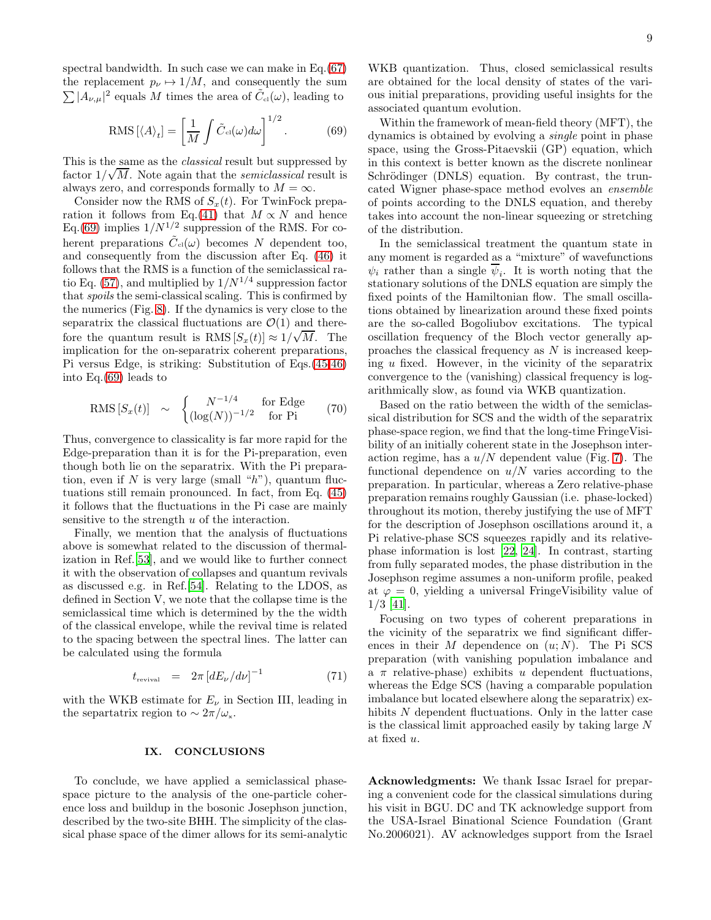spectral bandwidth. In such case we can make in Eq.(67) the replacement $p_\nu \mapsto 1/M$, and consequently the sum $\sum |A_{\nu,\mu}|^2$ equals $M$ times the area of $\tilde{C}_{\rm cl}(\omega)$, leading to

$$\text{RMS}\left[\langle A\rangle_t\right] = \left[\frac{1}{M}\int \tilde{C}_{\rm cl}(\omega)d\omega\right]^{1/2}. \tag{69}$$

This is the same as the *classical* result but suppressed by factor $1/\sqrt{M}$. Note again that the *semiclassical* result is always zero, and corresponds formally to $M = \infty$.

Consider now the RMS of $S_x(t)$. For TwinFock preparation it follows from Eq.(41) that $M \propto N$ and hence Eq.(69) implies $1/N^{1/2}$ suppression of the RMS. For coherent preparations $\tilde{C}_{\rm cl}(\omega)$ becomes $N$ dependent too, and consequently from the discussion after Eq. (46) it follows that the RMS is a function of the semiclassical ratio Eq. (57), and multiplied by $1/N^{1/4}$ suppression factor that *spoils* the semi-classical scaling. This is confirmed by the numerics (Fig. 8). If the dynamics is very close to the separatrix the classical fluctuations are $\mathcal{O}(1)$ and therefore the quantum result is $\text{RMS}\left[S_x(t)\right] \approx 1/\sqrt{M}$. The implication for the on-separatrix coherent preparations, Pi versus Edge, is striking: Substitution of Eqs.(45,46) into Eq.(69) leads to

$$\text{RMS}\left[S_x(t)\right] \quad \sim \quad \begin{cases} N^{-1/4} & \text{for Edge} \\ (\log(N))^{-1/2} & \text{for Pi} \end{cases} \tag{70}$$

Thus, convergence to classicality is far more rapid for the Edge-preparation than it is for the Pi-preparation, even though both lie on the separatrix. With the Pi preparation, even if $N$ is very large (small "$h$"), quantum fluctuations still remain pronounced. In fact, from Eq. (45) it follows that the fluctuations in the Pi case are mainly sensitive to the strength $u$ of the interaction.

Finally, we mention that the analysis of fluctuations above is somewhat related to the discussion of thermalization in Ref.[53], and we would like to further connect it with the observation of collapses and quantum revivals as discussed e.g. in Ref.[54]. Relating to the LDOS, as defined in Section V, we note that the collapse time is the semiclassical time which is determined by the the width of the classical envelope, while the revival time is related to the spacing between the spectral lines. The latter can be calculated using the formula

$$t_{\rm revival} \quad = \quad 2\pi \left[dE_\nu/d\nu\right]^{-1} \tag{71}$$

with the WKB estimate for $E_\nu$ in Section III, leading in the separtatrix region to $\sim 2\pi/\omega_{\rm x}$.

## IX. CONCLUSIONS

To conclude, we have applied a semiclassical phase-space picture to the analysis of the one-particle coherence loss and buildup in the bosonic Josephson junction, described by the two-site BHH. The simplicity of the classical phase space of the dimer allows for its semi-analytic WKB quantization. Thus, closed semiclassical results are obtained for the local density of states of the various initial preparations, providing useful insights for the associated quantum evolution.

Within the framework of mean-field theory (MFT), the dynamics is obtained by evolving a *single* point in phase space, using the Gross-Pitaevskii (GP) equation, which in this context is better known as the discrete nonlinear Schrödinger (DNLS) equation. By contrast, the truncated Wigner phase-space method evolves an *ensemble* of points according to the DNLS equation, and thereby takes into account the non-linear squeezing or stretching of the distribution.

In the semiclassical treatment the quantum state in any moment is regarded as a "mixture" of wavefunctions $\psi_i$ rather than a single $\overline{\psi}_i$. It is worth noting that the stationary solutions of the DNLS equation are simply the fixed points of the Hamiltonian flow. The small oscillations obtained by linearization around these fixed points are the so-called Bogoliubov excitations. The typical oscillation frequency of the Bloch vector generally approaches the classical frequency as $N$ is increased keeping $u$ fixed. However, in the vicinity of the separatrix convergence to the (vanishing) classical frequency is logarithmically slow, as found via WKB quantization.

Based on the ratio between the width of the semiclassical distribution for SCS and the width of the separatrix phase-space region, we find that the long-time FringeVisibility of an initially coherent state in the Josephson interaction regime, has a $u/N$ dependent value (Fig. 7). The functional dependence on $u/N$ varies according to the preparation. In particular, whereas a Zero relative-phase preparation remains roughly Gaussian (i.e. phase-locked) throughout its motion, thereby justifying the use of MFT for the description of Josephson oscillations around it, a Pi relative-phase SCS squeezes rapidly and its relative-phase information is lost [22, 24]. In contrast, starting from fully separated modes, the phase distribution in the Josephson regime assumes a non-uniform profile, peaked at $\varphi = 0$, yielding a universal FringeVisibility value of 1/3 [41].

Focusing on two types of coherent preparations in the vicinity of the separatrix we find significant differences in their $M$ dependence on $(u; N)$. The Pi SCS preparation (with vanishing population imbalance and a $\pi$ relative-phase) exhibits $u$ dependent fluctuations, whereas the Edge SCS (having a comparable population imbalance but located elsewhere along the separatrix) exhibits $N$ dependent fluctuations. Only in the latter case is the classical limit approached easily by taking large $N$ at fixed $u$.

**Acknowledgments:** We thank Issac Israel for preparing a convenient code for the classical simulations during his visit in BGU. DC and TK acknowledge support from the USA-Israel Binational Science Foundation (Grant No.2006021). AV acknowledges support from the Israel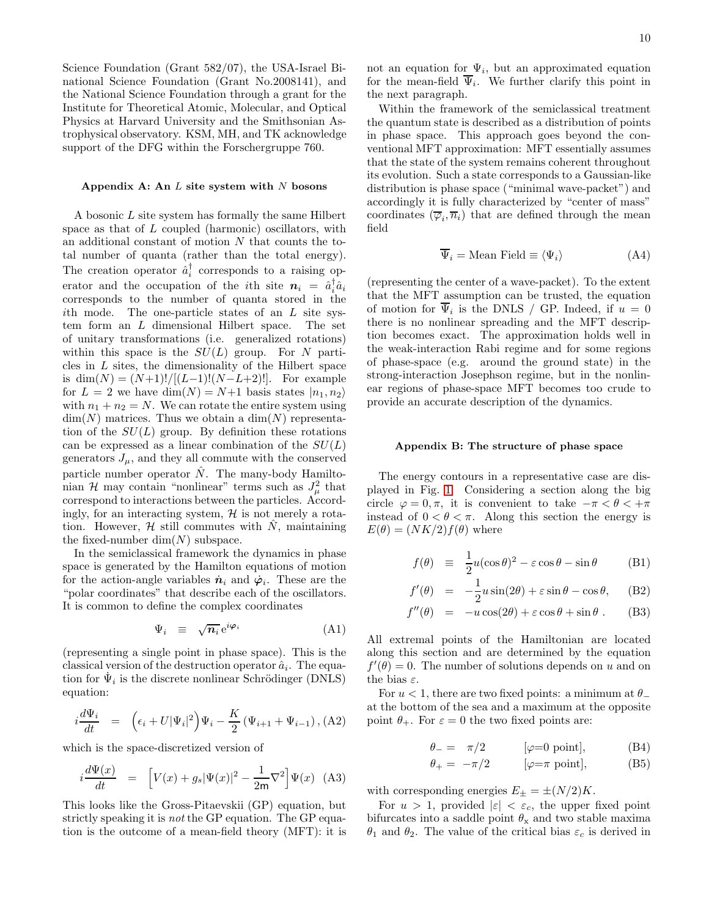Science Foundation (Grant 582/07), the USA-Israel Binational Science Foundation (Grant No.2008141), and the National Science Foundation through a grant for the Institute for Theoretical Atomic, Molecular, and Optical Physics at Harvard University and the Smithsonian Astrophysical observatory. KSM, MH, and TK acknowledge support of the DFG within the Forschergruppe 760.

### Appendix A: An $L$ site system with $N$ bosons

A bosonic $L$ site system has formally the same Hilbert space as that of $L$ coupled (harmonic) oscillators, with an additional constant of motion $N$ that counts the total number of quanta (rather than the total energy). The creation operator $\hat{a}_i^\dagger$ corresponds to a raising operator and the occupation of the $i$th site $\boldsymbol{n}_i = \hat{a}_i^\dagger \hat{a}_i$ corresponds to the number of quanta stored in the $i$th mode. The one-particle states of an $L$ site system form an $L$ dimensional Hilbert space. The set of unitary transformations (i.e. generalized rotations) within this space is the $SU(L)$ group. For $N$ particles in $L$ sites, the dimensionality of the Hilbert space is $\dim(N) = (N+1)!/[(L-1)!(N-L+2)!]$. For example for $L = 2$ we have $\dim(N) = N+1$ basis states $|n_1, n_2\rangle$ with $n_1 + n_2 = N$. We can rotate the entire system using $\dim(N)$ matrices. Thus we obtain a $\dim(N)$ representation of the $SU(L)$ group. By definition these rotations can be expressed as a linear combination of the $SU(L)$ generators $J_\mu$, and they all commute with the conserved particle number operator $\hat{N}$. The many-body Hamiltonian $\mathcal{H}$ may contain "nonlinear" terms such as $J_\mu^2$ that correspond to interactions between the particles. Accordingly, for an interacting system, $\mathcal{H}$ is not merely a rotation. However, $\mathcal{H}$ still commutes with $\hat{N}$, maintaining the fixed-number $\dim(N)$ subspace.

In the semiclassical framework the dynamics in phase space is generated by the Hamilton equations of motion for the action-angle variables $\dot{\boldsymbol{n}}_i$ and $\dot{\boldsymbol{\varphi}}_i$. These are the "polar coordinates" that describe each of the oscillators. It is common to define the complex coordinates

$$\Psi_i \equiv \sqrt{\boldsymbol{n}_i}\, \mathrm{e}^{i\boldsymbol{\varphi}_i} \tag{A1}$$

(representing a single point in phase space). This is the classical version of the destruction operator $\hat{a}_i$. The equation for $\dot{\Psi}_i$ is the discrete nonlinear Schrödinger (DNLS) equation:

$$i\frac{d\Psi_i}{dt} = \left(\epsilon_i + U|\Psi_i|^2\right)\Psi_i - \frac{K}{2}\left(\Psi_{i+1} + \Psi_{i-1}\right), \tag{A2}$$

which is the space-discretized version of

$$i\frac{d\Psi(x)}{dt} = \left[V(x) + g_s|\Psi(x)|^2 - \frac{1}{2\mathsf{m}}\nabla^2\right]\Psi(x) \tag{A3}$$

This looks like the Gross-Pitaevskii (GP) equation, but strictly speaking it is *not* the GP equation. The GP equation is the outcome of a mean-field theory (MFT): it is not an equation for $\Psi_i$, but an approximated equation for the mean-field $\overline{\Psi}_i$. We further clarify this point in the next paragraph.

Within the framework of the semiclassical treatment the quantum state is described as a distribution of points in phase space. This approach goes beyond the conventional MFT approximation: MFT essentially assumes that the state of the system remains coherent throughout its evolution. Such a state corresponds to a Gaussian-like distribution is phase space ("minimal wave-packet") and accordingly it is fully characterized by "center of mass" coordinates $(\overline{\varphi}_i, \overline{n}_i)$ that are defined through the mean field

$$\overline{\Psi}_i = \text{Mean Field} \equiv \langle \Psi_i \rangle \tag{A4}$$

(representing the center of a wave-packet). To the extent that the MFT assumption can be trusted, the equation of motion for $\overline{\Psi}_i$ is the DNLS / GP. Indeed, if $u = 0$ there is no nonlinear spreading and the MFT description becomes exact. The approximation holds well in the weak-interaction Rabi regime and for some regions of phase-space (e.g. around the ground state) in the strong-interaction Josephson regime, but in the nonlinear regions of phase-space MFT becomes too crude to provide an accurate description of the dynamics.

### Appendix B: The structure of phase space

The energy contours in a representative case are displayed in Fig. 1. Considering a section along the big circle $\varphi = 0, \pi$, it is convenient to take $-\pi < \theta < +\pi$ instead of $0 < \theta < \pi$. Along this section the energy is $E(\theta) = (NK/2) f(\theta)$ where

$$f(\theta) \equiv \frac{1}{2}u(\cos\theta)^2 - \varepsilon\cos\theta - \sin\theta \tag{B1}$$

$$f'(\theta) = -\frac{1}{2}u\sin(2\theta) + \varepsilon\sin\theta - \cos\theta, \tag{B2}$$

$$f''(\theta) = -u\cos(2\theta) + \varepsilon\cos\theta + \sin\theta\ . \tag{B3}$$

All extremal points of the Hamiltonian are located along this section and are determined by the equation $f'(\theta) = 0$. The number of solutions depends on $u$ and on the bias $\varepsilon$.

For $u < 1$, there are two fixed points: a minimum at $\theta_-$ at the bottom of the sea and a maximum at the opposite point $\theta_+$. For $\varepsilon = 0$ the two fixed points are:

$$\theta_- = \ \ \pi/2 \qquad [\varphi{=}0 \text{ point}], \tag{B4}$$

$$\theta_+ = -\pi/2 \qquad [\varphi{=}\pi \text{ point}], \tag{B5}$$

with corresponding energies $E_\pm = \pm(N/2)K$.

For $u > 1$, provided $|\varepsilon| < \varepsilon_c$, the upper fixed point bifurcates into a saddle point $\theta_\mathrm{x}$ and two stable maxima $\theta_1$ and $\theta_2$. The value of the critical bias $\varepsilon_c$ is derived in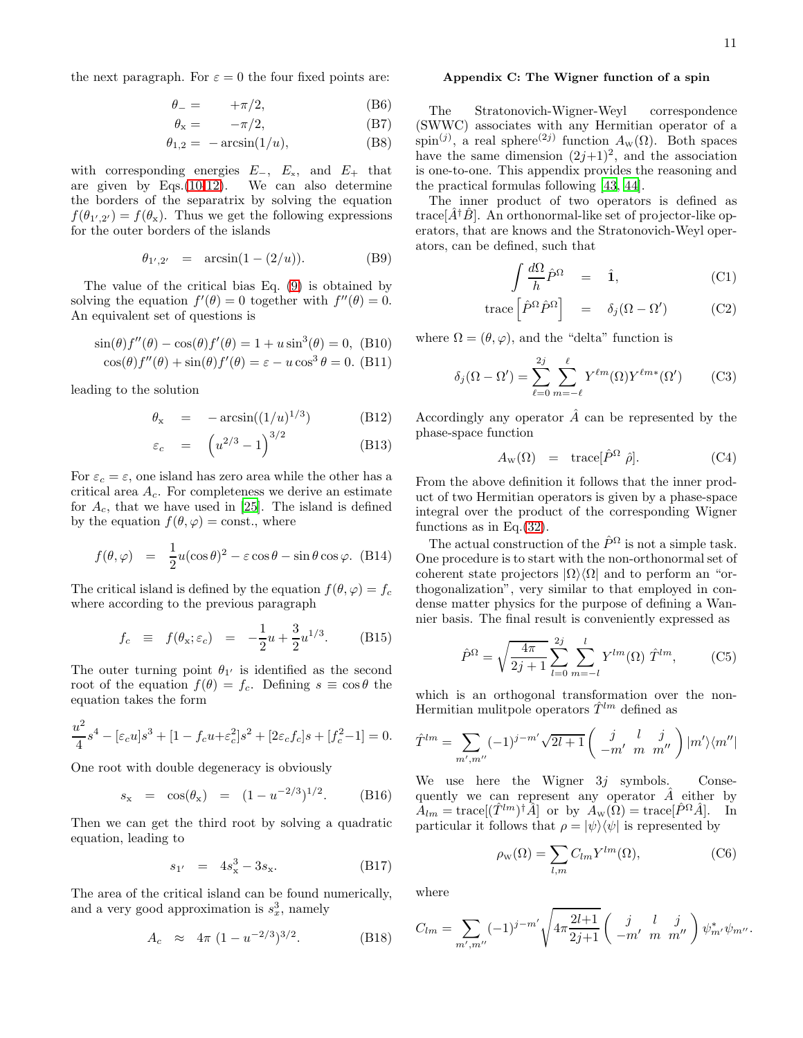the next paragraph. For $\varepsilon = 0$ the four fixed points are:

$$\theta_- = \quad +\pi/2, \tag{B6}$$

$$\theta_{\rm x} = \quad -\pi/2, \tag{B7}$$

$$\theta_{1,2} = -\arcsin(1/u), \tag{B8}$$

with corresponding energies $E_-$, $E_{\rm x}$, and $E_+$ that are given by Eqs.(10-12). We can also determine the borders of the separatrix by solving the equation $f(\theta_{1',2'}) = f(\theta_{\rm x})$. Thus we get the following expressions for the outer borders of the islands

$$\theta_{1',2'} \quad = \quad \arcsin(1 - (2/u)). \tag{B9}$$

The value of the critical bias Eq. (9) is obtained by solving the equation $f'(\theta) = 0$ together with $f''(\theta) = 0$. An equivalent set of questions is

$$\sin(\theta)f''(\theta) - \cos(\theta)f'(\theta) = 1 + u\sin^3(\theta) = 0, \tag{B10}$$

$$\cos(\theta)f''(\theta) + \sin(\theta)f'(\theta) = \varepsilon - u\cos^3\theta = 0. \tag{B11}$$

leading to the solution

$$\theta_{\rm x} \quad = \quad -\arcsin((1/u)^{1/3}) \tag{B12}$$

$$\varepsilon_c \quad = \quad \left(u^{2/3} - 1\right)^{3/2} \tag{B13}$$

For $\varepsilon_c = \varepsilon$, one island has zero area while the other has a critical area $A_c$. For completeness we derive an estimate for $A_c$, that we have used in [25]. The island is defined by the equation $f(\theta, \varphi) = $ const., where

$$f(\theta, \varphi) \quad = \quad \frac{1}{2}u(\cos\theta)^2 - \varepsilon\cos\theta - \sin\theta\cos\varphi. \tag{B14}$$

The critical island is defined by the equation $f(\theta, \varphi) = f_c$ where according to the previous paragraph

$$f_c \quad \equiv \quad f(\theta_{\rm x}; \varepsilon_c) \quad = \quad -\frac{1}{2}u + \frac{3}{2}u^{1/3}. \tag{B15}$$

The outer turning point $\theta_{1'}$ is identified as the second root of the equation $f(\theta) = f_c$. Defining $s \equiv \cos\theta$ the equation takes the form

$$\frac{u^2}{4}s^4 - [\varepsilon_c u]s^3 + [1 - f_c u + \varepsilon_c^2]s^2 + [2\varepsilon_c f_c]s + [f_c^2 - 1] = 0.$$

One root with double degeneracy is obviously

$$s_{\rm x} \quad = \quad \cos(\theta_{\rm x}) \quad = \quad (1 - u^{-2/3})^{1/2}. \tag{B16}$$

Then we can get the third root by solving a quadratic equation, leading to

$$s_{1'} \quad = \quad 4s_{\rm x}^3 - 3s_{\rm x}. \tag{B17}$$

The area of the critical island can be found numerically, and a very good approximation is $s_x^3$, namely

$$A_c \quad \approx \quad 4\pi\,(1 - u^{-2/3})^{3/2}. \tag{B18}$$

### Appendix C: The Wigner function of a spin

The Stratonovich-Wigner-Weyl correspondence (SWWC) associates with any Hermitian operator of a spin$^{(j)}$, a real sphere$^{(2j)}$ function $A_{\rm W}(\Omega)$. Both spaces have the same dimension $(2j+1)^2$, and the association is one-to-one. This appendix provides the reasoning and the practical formulas following [43, 44].

The inner product of two operators is defined as trace$[\hat{A}^\dagger\hat{B}]$. An orthonormal-like set of projector-like operators, that are knows and the Stratonovich-Weyl operators, can be defined, such that

$$\int \frac{d\Omega}{h}\hat{P}^\Omega \quad = \quad \hat{\mathbf{1}}, \tag{C1}$$

$$\text{trace}\left[\hat{P}^\Omega\hat{P}^\Omega\right] \quad = \quad \delta_j(\Omega - \Omega') \tag{C2}$$

where $\Omega = (\theta, \varphi)$, and the "delta" function is

$$\delta_j(\Omega - \Omega') = \sum_{\ell=0}^{2j}\sum_{m=-\ell}^{\ell} Y^{\ell m}(\Omega)Y^{\ell m*}(\Omega') \tag{C3}$$

Accordingly any operator $\hat{A}$ can be represented by the phase-space function

$$A_{\rm W}(\Omega) \quad = \quad \text{trace}[\hat{P}^\Omega\;\hat{\rho}]. \tag{C4}$$

From the above definition it follows that the inner product of two Hermitian operators is given by a phase-space integral over the product of the corresponding Wigner functions as in Eq.(32).

The actual construction of the $\hat{P}^\Omega$ is not a simple task. One procedure is to start with the non-orthonormal set of coherent state projectors $|\Omega\rangle\langle\Omega|$ and to perform an "orthogonalization", very similar to that employed in condense matter physics for the purpose of defining a Wannier basis. The final result is conveniently expressed as

$$\hat{P}^\Omega = \sqrt{\frac{4\pi}{2j+1}}\sum_{l=0}^{2j}\sum_{m=-l}^{l} Y^{lm}(\Omega)\;\hat{T}^{lm}, \tag{C5}$$

which is an orthogonal transformation over the non-Hermitian mulitpole operators $\hat{T}^{lm}$ defined as

$$\hat{T}^{lm} = \sum_{m',m''}(-1)^{j-m'}\sqrt{2l+1}\begin{pmatrix} j & l & j \\ -m' & m & m'' \end{pmatrix}|m'\rangle\langle m''|$$

We use here the Wigner $3j$ symbols. Consequently we can represent any operator $\hat{A}$ either by $A_{lm} = \text{trace}[(\hat{T}^{lm})^\dagger\hat{A}]$ or by $A_{\rm W}(\Omega) = \text{trace}[\hat{P}^\Omega\hat{A}]$. In particular it follows that $\rho = |\psi\rangle\langle\psi|$ is represented by

$$\rho_{\rm W}(\Omega) = \sum_{l,m} C_{lm}Y^{lm}(\Omega), \tag{C6}$$

where

$$C_{lm} = \sum_{m',m''}(-1)^{j-m'}\sqrt{4\pi\frac{2l+1}{2j+1}}\begin{pmatrix} j & l & j \\ -m' & m & m'' \end{pmatrix}\psi^*_{m'}\psi_{m''}.$$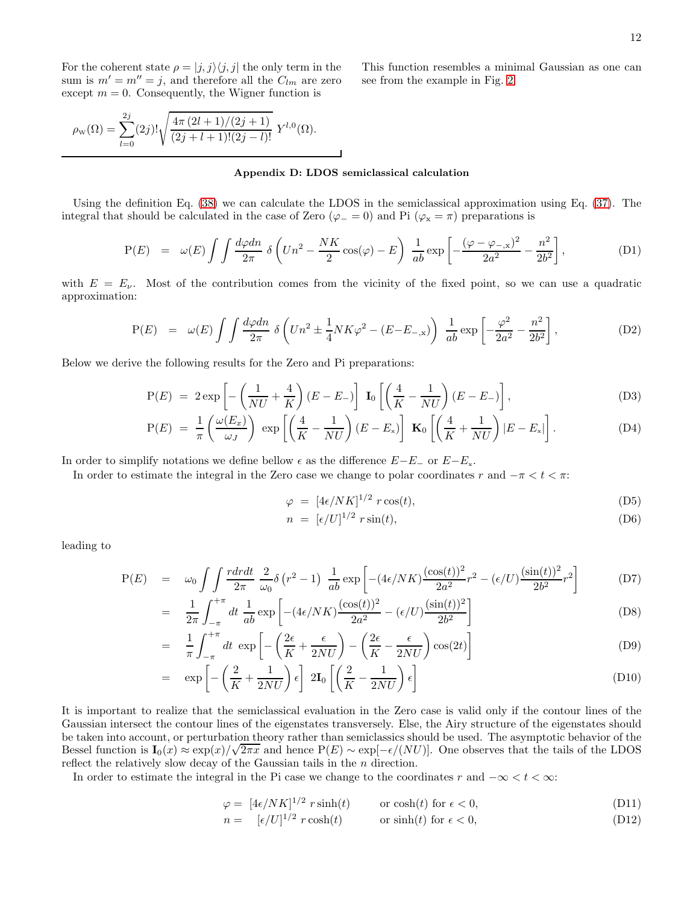For the coherent state $\rho = |j,j\rangle\langle j,j|$ the only term in the sum is $m' = m'' = j$, and therefore all the $C_{lm}$ are zero except $m = 0$. Consequently, the Wigner function is

$$
\rho_{\mathrm{W}}(\Omega) = \sum_{l=0}^{2j} (2j)! \sqrt{\frac{4\pi\,(2l+1)/(2j+1)}{(2j+l+1)!(2j-l)!}}\; Y^{l,0}(\Omega).
$$

This function resembles a minimal Gaussian as one can see from the example in Fig. 2.

## Appendix D: LDOS semiclassical calculation

Using the definition Eq. (38) we can calculate the LDOS in the semiclassical approximation using Eq. (37). The integral that should be calculated in the case of Zero ($\varphi_{-} = 0$) and Pi ($\varphi_{\mathrm{x}} = \pi$) preparations is

$$
\mathrm{P}(E) \;=\; \omega(E) \int\!\!\int \frac{d\varphi dn}{2\pi}\; \delta\left( Un^2 - \frac{NK}{2}\cos(\varphi) - E \right)\; \frac{1}{ab} \exp\left[ -\frac{(\varphi - \varphi_{-,\mathrm{x}})^2}{2a^2} - \frac{n^2}{2b^2} \right], \tag{D1}
$$

with $E = E_{\nu}$. Most of the contribution comes from the vicinity of the fixed point, so we can use a quadratic approximation:

$$
\mathrm{P}(E) \;=\; \omega(E) \int\!\!\int \frac{d\varphi dn}{2\pi}\; \delta\left( Un^2 \pm \frac{1}{4}NK\varphi^2 - (E - E_{-,\mathrm{x}}) \right)\; \frac{1}{ab} \exp\left[ -\frac{\varphi^2}{2a^2} - \frac{n^2}{2b^2} \right], \tag{D2}
$$

Below we derive the following results for the Zero and Pi preparations:

$$
\mathrm{P}(E) \;=\; 2\exp\left[ -\left( \frac{1}{NU} + \frac{4}{K} \right)(E - E_{-}) \right]\; \mathbf{I}_0\left[ \left( \frac{4}{K} - \frac{1}{NU} \right)(E - E_{-}) \right], \tag{D3}
$$

$$
\mathrm{P}(E) \;=\; \frac{1}{\pi}\left( \frac{\omega(E_x)}{\omega_J} \right)\; \exp\left[ \left( \frac{4}{K} - \frac{1}{NU} \right)(E - E_{\mathrm{x}}) \right]\; \mathbf{K}_0\left[ \left( \frac{4}{K} + \frac{1}{NU} \right)|E - E_{\mathrm{x}}| \right]. \tag{D4}
$$

In order to simplify notations we define bellow $\epsilon$ as the difference $E - E_{-}$ or $E - E_{\mathrm{x}}$.

In order to estimate the integral in the Zero case we change to polar coordinates $r$ and $-\pi < t < \pi$:

$$
\varphi \;=\; [4\epsilon/NK]^{1/2}\; r\cos(t), \tag{D5}
$$

$$
n \;=\; [\epsilon/U]^{1/2}\; r\sin(t), \tag{D6}
$$

leading to

$$
\mathrm{P}(E) \;=\; \omega_0 \int\!\!\int \frac{r dr dt}{2\pi}\; \frac{2}{\omega_0}\delta\left(r^2 - 1\right)\; \frac{1}{ab}\exp\left[ -(4\epsilon/NK)\frac{(\cos(t))^2}{2a^2}r^2 - (\epsilon/U)\frac{(\sin(t))^2}{2b^2}r^2 \right] \tag{D7}
$$

$$
\;=\; \frac{1}{2\pi}\int_{-\pi}^{+\pi} dt\; \frac{1}{ab}\exp\left[ -(4\epsilon/NK)\frac{(\cos(t))^2}{2a^2} - (\epsilon/U)\frac{(\sin(t))^2}{2b^2} \right] \tag{D8}
$$

$$
\;=\; \frac{1}{\pi}\int_{-\pi}^{+\pi} dt\; \exp\left[ -\left( \frac{2\epsilon}{K} + \frac{\epsilon}{2NU} \right) - \left( \frac{2\epsilon}{K} - \frac{\epsilon}{2NU} \right)\cos(2t) \right] \tag{D9}
$$

$$
\;=\; \exp\left[ -\left( \frac{2}{K} + \frac{1}{2NU} \right)\epsilon \right]\; 2\mathbf{I}_0\left[ \left( \frac{2}{K} - \frac{1}{2NU} \right)\epsilon \right] \tag{D10}
$$

It is important to realize that the semiclassical evaluation in the Zero case is valid only if the contour lines of the Gaussian intersect the contour lines of the eigenstates transversely. Else, the Airy structure of the eigenstates should be taken into account, or perturbation theory rather than semiclassics should be used. The asymptotic behavior of the Bessel function is $\mathbf{I}_0(x) \approx \exp(x)/\sqrt{2\pi x}$ and hence $\mathrm{P}(E) \sim \exp[-\epsilon/(NU)]$. One observes that the tails of the LDOS reflect the relatively slow decay of the Gaussian tails in the $n$ direction.

In order to estimate the integral in the Pi case we change to the coordinates $r$ and $-\infty < t < \infty$:

$$
\varphi = \; [4\epsilon/NK]^{1/2}\; r\sinh(t) \qquad \text{or } \cosh(t) \text{ for } \epsilon < 0, \tag{D11}
$$

$$
n = \; [\epsilon/U]^{1/2}\; r\cosh(t) \qquad \text{or } \sinh(t) \text{ for } \epsilon < 0, \tag{D12}
$$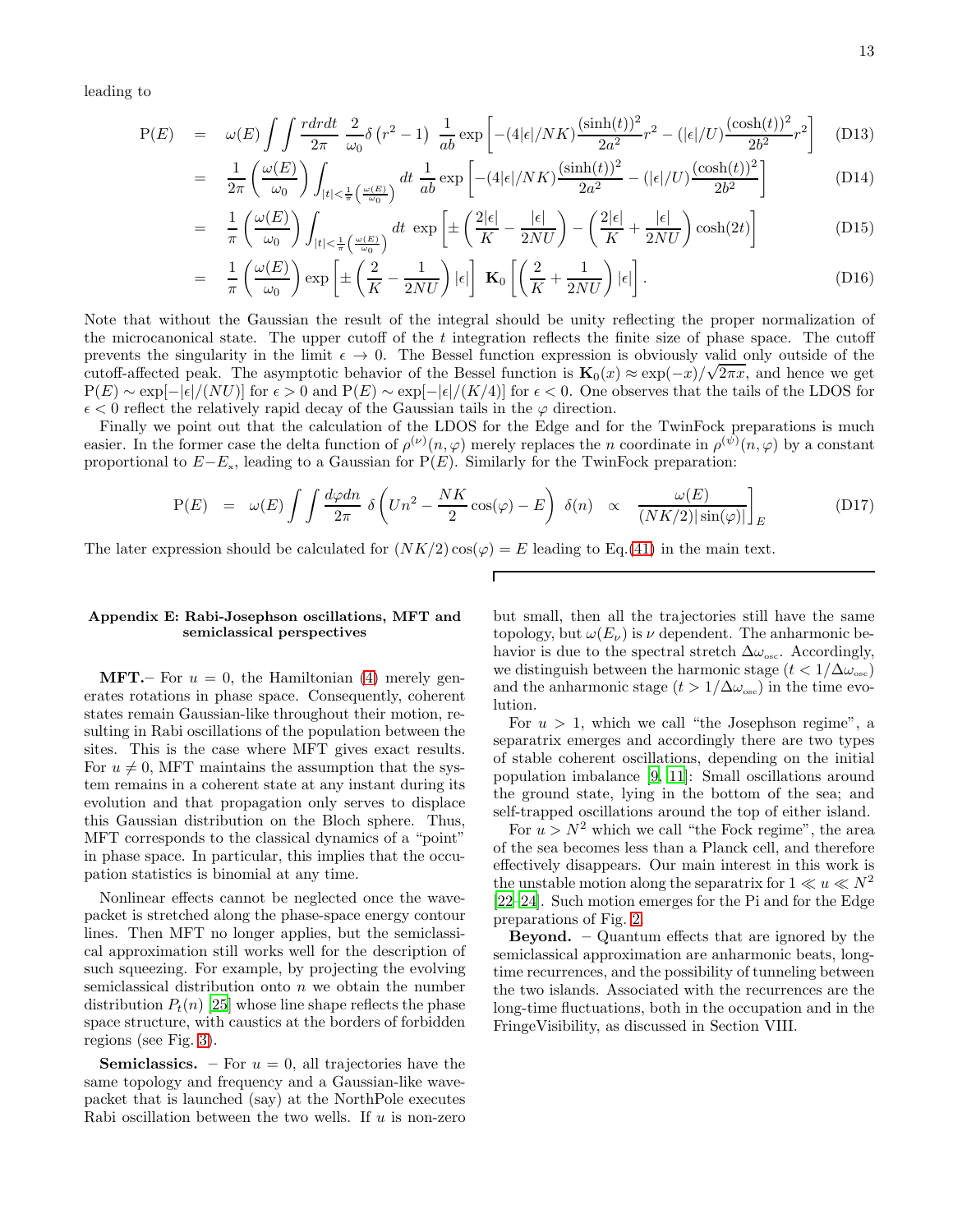leading to

$$
\begin{aligned}
\mathrm{P}(E) &= \omega(E) \int\int \frac{r dr dt}{2\pi} \frac{2}{\omega_0} \delta\left(r^2 - 1\right) \frac{1}{ab} \exp\left[-(4|\epsilon|/NK)\frac{(\sinh(t))^2}{2a^2}r^2 - (|\epsilon|/U)\frac{(\cosh(t))^2}{2b^2}r^2\right] &\text{(D13)}\\
&= \frac{1}{2\pi}\left(\frac{\omega(E)}{\omega_0}\right)\int_{|t|<\frac{1}{\pi}\left(\frac{\omega(E)}{\omega_0}\right)} dt\ \frac{1}{ab} \exp\left[-(4|\epsilon|/NK)\frac{(\sinh(t))^2}{2a^2} - (|\epsilon|/U)\frac{(\cosh(t))^2}{2b^2}\right] &\text{(D14)}\\
&= \frac{1}{\pi}\left(\frac{\omega(E)}{\omega_0}\right)\int_{|t|<\frac{1}{\pi}\left(\frac{\omega(E)}{\omega_0}\right)} dt\ \exp\left[\pm\left(\frac{2|\epsilon|}{K} - \frac{|\epsilon|}{2NU}\right) - \left(\frac{2|\epsilon|}{K} + \frac{|\epsilon|}{2NU}\right)\cosh(2t)\right] &\text{(D15)}\\
&= \frac{1}{\pi}\left(\frac{\omega(E)}{\omega_0}\right)\exp\left[\pm\left(\frac{2}{K} - \frac{1}{2NU}\right)|\epsilon|\right]\ \mathbf{K}_0\left[\left(\frac{2}{K} + \frac{1}{2NU}\right)|\epsilon|\right]. &\text{(D16)}
\end{aligned}
$$

Note that without the Gaussian the result of the integral should be unity reflecting the proper normalization of the microcanonical state. The upper cutoff of the $t$ integration reflects the finite size of phase space. The cutoff prevents the singularity in the limit $\epsilon \to 0$. The Bessel function expression is obviously valid only outside of the cutoff-affected peak. The asymptotic behavior of the Bessel function is $\mathbf{K}_0(x) \approx \exp(-x)/\sqrt{2\pi x}$, and hence we get $\mathrm{P}(E) \sim \exp[-|\epsilon|/(NU)]$ for $\epsilon > 0$ and $\mathrm{P}(E) \sim \exp[-|\epsilon|/(K/4)]$ for $\epsilon < 0$. One observes that the tails of the LDOS for $\epsilon < 0$ reflect the relatively rapid decay of the Gaussian tails in the $\varphi$ direction.

Finally we point out that the calculation of the LDOS for the Edge and for the TwinFock preparations is much easier. In the former case the delta function of $\rho^{(\nu)}(n,\varphi)$ merely replaces the $n$ coordinate in $\rho^{(\psi)}(n,\varphi)$ by a constant proportional to $E - E_{x}$, leading to a Gaussian for $\mathrm{P}(E)$. Similarly for the TwinFock preparation:

$$
\mathrm{P}(E) = \omega(E) \int\int \frac{d\varphi dn}{2\pi}\ \delta\left(Un^2 - \frac{NK}{2}\cos(\varphi) - E\right)\ \delta(n) \ \propto\ \left.\frac{\omega(E)}{(NK/2)|\sin(\varphi)|}\right]_E \qquad \text{(D17)}
$$

The later expression should be calculated for $(NK/2)\cos(\varphi) = E$ leading to Eq.(41) in the main text.

## Appendix E: Rabi-Josephson oscillations, MFT and semiclassical perspectives

**MFT.**– For $u = 0$, the Hamiltonian (4) merely generates rotations in phase space. Consequently, coherent states remain Gaussian-like throughout their motion, resulting in Rabi oscillations of the population between the sites. This is the case where MFT gives exact results. For $u \neq 0$, MFT maintains the assumption that the system remains in a coherent state at any instant during its evolution and that propagation only serves to displace this Gaussian distribution on the Bloch sphere. Thus, MFT corresponds to the classical dynamics of a "point" in phase space. In particular, this implies that the occupation statistics is binomial at any time.

Nonlinear effects cannot be neglected once the wavepacket is stretched along the phase-space energy contour lines. Then MFT no longer applies, but the semiclassical approximation still works well for the description of such squeezing. For example, by projecting the evolving semiclassical distribution onto $n$ we obtain the number distribution $P_t(n)$ [25] whose line shape reflects the phase space structure, with caustics at the borders of forbidden regions (see Fig. 3).

**Semiclassics.** – For $u = 0$, all trajectories have the same topology and frequency and a Gaussian-like wavepacket that is launched (say) at the NorthPole executes Rabi oscillation between the two wells. If $u$ is non-zero but small, then all the trajectories still have the same topology, but $\omega(E_\nu)$ is $\nu$ dependent. The anharmonic behavior is due to the spectral stretch $\Delta\omega_{\text{osc}}$. Accordingly, we distinguish between the harmonic stage ($t < 1/\Delta\omega_{\text{osc}}$) and the anharmonic stage ($t > 1/\Delta\omega_{\text{osc}}$) in the time evolution.

For $u > 1$, which we call "the Josephson regime", a separatrix emerges and accordingly there are two types of stable coherent oscillations, depending on the initial population imbalance [9, 11]: Small oscillations around the ground state, lying in the bottom of the sea; and self-trapped oscillations around the top of either island.

For $u > N^2$ which we call "the Fock regime", the area of the sea becomes less than a Planck cell, and therefore effectively disappears. Our main interest in this work is the unstable motion along the separatrix for $1 \ll u \ll N^2$ [22–24]. Such motion emerges for the Pi and for the Edge preparations of Fig. 2.

**Beyond.** – Quantum effects that are ignored by the semiclassical approximation are anharmonic beats, long-time recurrences, and the possibility of tunneling between the two islands. Associated with the recurrences are the long-time fluctuations, both in the occupation and in the FringeVisibility, as discussed in Section VIII.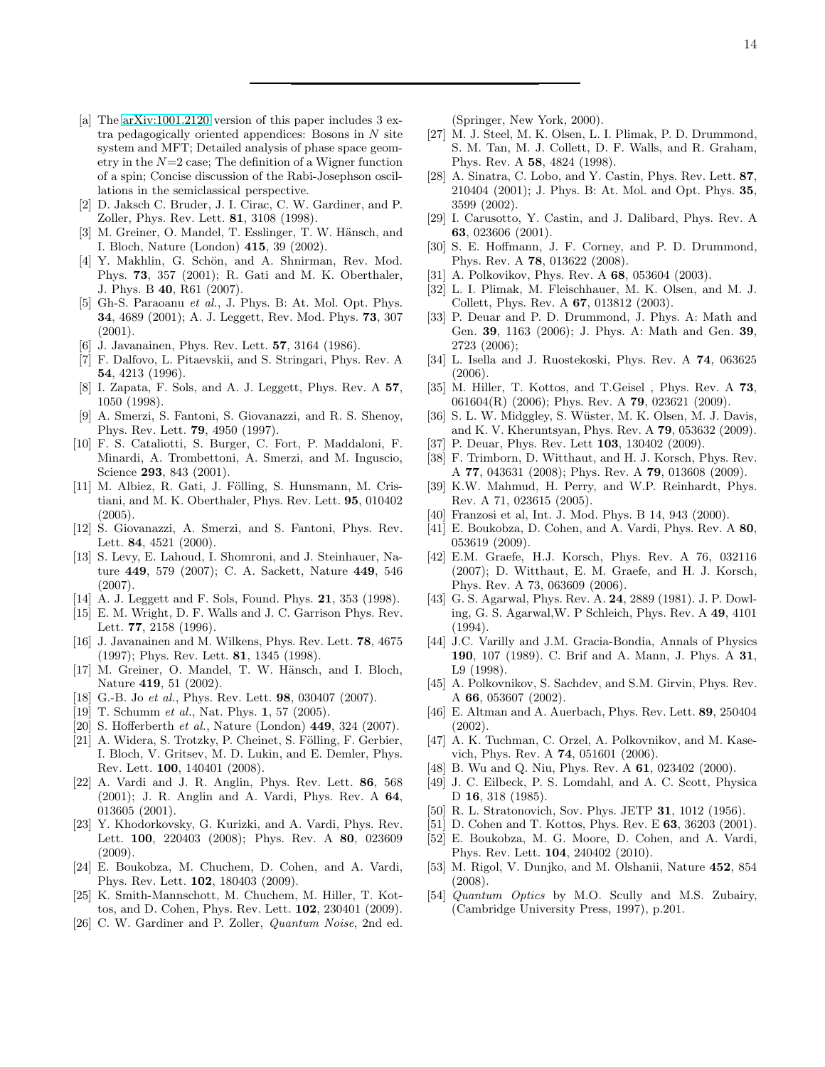---

- [a] The arXiv:1001.2120 version of this paper includes 3 extra pedagogically oriented appendices: Bosons in $N$ site system and MFT; Detailed analysis of phase space geometry in the $N$=2 case; The definition of a Wigner function of a spin; Concise discussion of the Rabi-Josephson oscillations in the semiclassical perspective.
- [2] D. Jaksch C. Bruder, J. I. Cirac, C. W. Gardiner, and P. Zoller, Phys. Rev. Lett. **81**, 3108 (1998).
- [3] M. Greiner, O. Mandel, T. Esslinger, T. W. Hänsch, and I. Bloch, Nature (London) **415**, 39 (2002).
- [4] Y. Makhlin, G. Schön, and A. Shnirman, Rev. Mod. Phys. **73**, 357 (2001); R. Gati and M. K. Oberthaler, J. Phys. B **40**, R61 (2007).
- [5] Gh-S. Paraoanu *et al.*, J. Phys. B: At. Mol. Opt. Phys. **34**, 4689 (2001); A. J. Leggett, Rev. Mod. Phys. **73**, 307 (2001).
- [6] J. Javanainen, Phys. Rev. Lett. **57**, 3164 (1986).
- [7] F. Dalfovo, L. Pitaevskii, and S. Stringari, Phys. Rev. A **54**, 4213 (1996).
- [8] I. Zapata, F. Sols, and A. J. Leggett, Phys. Rev. A **57**, 1050 (1998).
- [9] A. Smerzi, S. Fantoni, S. Giovanazzi, and R. S. Shenoy, Phys. Rev. Lett. **79**, 4950 (1997).
- [10] F. S. Cataliotti, S. Burger, C. Fort, P. Maddaloni, F. Minardi, A. Trombettoni, A. Smerzi, and M. Inguscio, Science **293**, 843 (2001).
- [11] M. Albiez, R. Gati, J. Fölling, S. Hunsmann, M. Cristiani, and M. K. Oberthaler, Phys. Rev. Lett. **95**, 010402 (2005).
- [12] S. Giovanazzi, A. Smerzi, and S. Fantoni, Phys. Rev. Lett. **84**, 4521 (2000).
- [13] S. Levy, E. Lahoud, I. Shomroni, and J. Steinhauer, Nature **449**, 579 (2007); C. A. Sackett, Nature **449**, 546 (2007).
- [14] A. J. Leggett and F. Sols, Found. Phys. **21**, 353 (1998).
- [15] E. M. Wright, D. F. Walls and J. C. Garrison Phys. Rev. Lett. **77**, 2158 (1996).
- [16] J. Javanainen and M. Wilkens, Phys. Rev. Lett. **78**, 4675 (1997); Phys. Rev. Lett. **81**, 1345 (1998).
- [17] M. Greiner, O. Mandel, T. W. Hänsch, and I. Bloch, Nature **419**, 51 (2002).
- [18] G.-B. Jo *et al.*, Phys. Rev. Lett. **98**, 030407 (2007).
- [19] T. Schumm *et al.*, Nat. Phys. **1**, 57 (2005).
- [20] S. Hofferberth *et al.*, Nature (London) **449**, 324 (2007).
- [21] A. Widera, S. Trotzky, P. Cheinet, S. Fölling, F. Gerbier, I. Bloch, V. Gritsev, M. D. Lukin, and E. Demler, Phys. Rev. Lett. **100**, 140401 (2008).
- [22] A. Vardi and J. R. Anglin, Phys. Rev. Lett. **86**, 568 (2001); J. R. Anglin and A. Vardi, Phys. Rev. A **64**, 013605 (2001).
- [23] Y. Khodorkovsky, G. Kurizki, and A. Vardi, Phys. Rev. Lett. **100**, 220403 (2008); Phys. Rev. A **80**, 023609 (2009).
- [24] E. Boukobza, M. Chuchem, D. Cohen, and A. Vardi, Phys. Rev. Lett. **102**, 180403 (2009).
- [25] K. Smith-Mannschott, M. Chuchem, M. Hiller, T. Kottos, and D. Cohen, Phys. Rev. Lett. **102**, 230401 (2009).
- [26] C. W. Gardiner and P. Zoller, *Quantum Noise*, 2nd ed. (Springer, New York, 2000).
- [27] M. J. Steel, M. K. Olsen, L. I. Plimak, P. D. Drummond, S. M. Tan, M. J. Collett, D. F. Walls, and R. Graham, Phys. Rev. A **58**, 4824 (1998).
- [28] A. Sinatra, C. Lobo, and Y. Castin, Phys. Rev. Lett. **87**, 210404 (2001); J. Phys. B: At. Mol. and Opt. Phys. **35**, 3599 (2002).
- [29] I. Carusotto, Y. Castin, and J. Dalibard, Phys. Rev. A **63**, 023606 (2001).
- [30] S. E. Hoffmann, J. F. Corney, and P. D. Drummond, Phys. Rev. A **78**, 013622 (2008).
- [31] A. Polkovikov, Phys. Rev. A **68**, 053604 (2003).
- [32] L. I. Plimak, M. Fleischhauer, M. K. Olsen, and M. J. Collett, Phys. Rev. A **67**, 013812 (2003).
- [33] P. Deuar and P. D. Drummond, J. Phys. A: Math and Gen. **39**, 1163 (2006); J. Phys. A: Math and Gen. **39**, 2723 (2006);
- [34] L. Isella and J. Ruostekoski, Phys. Rev. A **74**, 063625 (2006).
- [35] M. Hiller, T. Kottos, and T.Geisel , Phys. Rev. A **73**, 061604(R) (2006); Phys. Rev. A **79**, 023621 (2009).
- [36] S. L. W. Midggley, S. Wüster, M. K. Olsen, M. J. Davis, and K. V. Kheruntsyan, Phys. Rev. A **79**, 053632 (2009).
- [37] P. Deuar, Phys. Rev. Lett **103**, 130402 (2009).
- [38] F. Trimborn, D. Witthaut, and H. J. Korsch, Phys. Rev. A **77**, 043631 (2008); Phys. Rev. A **79**, 013608 (2009).
- [39] K.W. Mahmud, H. Perry, and W.P. Reinhardt, Phys. Rev. A 71, 023615 (2005).
- [40] Franzosi et al, Int. J. Mod. Phys. B 14, 943 (2000).
- [41] E. Boukobza, D. Cohen, and A. Vardi, Phys. Rev. A **80**, 053619 (2009).
- [42] E.M. Graefe, H.J. Korsch, Phys. Rev. A 76, 032116 (2007); D. Witthaut, E. M. Graefe, and H. J. Korsch, Phys. Rev. A 73, 063609 (2006).
- [43] G. S. Agarwal, Phys. Rev. A. **24**, 2889 (1981). J. P. Dowling, G. S. Agarwal,W. P Schleich, Phys. Rev. A **49**, 4101 (1994).
- [44] J.C. Varilly and J.M. Gracia-Bondia, Annals of Physics **190**, 107 (1989). C. Brif and A. Mann, J. Phys. A **31**, L9 (1998).
- [45] A. Polkovnikov, S. Sachdev, and S.M. Girvin, Phys. Rev. A **66**, 053607 (2002).
- [46] E. Altman and A. Auerbach, Phys. Rev. Lett. **89**, 250404 (2002).
- [47] A. K. Tuchman, C. Orzel, A. Polkovnikov, and M. Kasevich, Phys. Rev. A **74**, 051601 (2006).
- [48] B. Wu and Q. Niu, Phys. Rev. A **61**, 023402 (2000).
- [49] J. C. Eilbeck, P. S. Lomdahl, and A. C. Scott, Physica D **16**, 318 (1985).
- [50] R. L. Stratonovich, Sov. Phys. JETP **31**, 1012 (1956).
- [51] D. Cohen and T. Kottos, Phys. Rev. E **63**, 36203 (2001).
- [52] E. Boukobza, M. G. Moore, D. Cohen, and A. Vardi, Phys. Rev. Lett. **104**, 240402 (2010).
- [53] M. Rigol, V. Dunjko, and M. Olshanii, Nature **452**, 854 (2008).
- [54] *Quantum Optics* by M.O. Scully and M.S. Zubairy, (Cambridge University Press, 1997), p.201.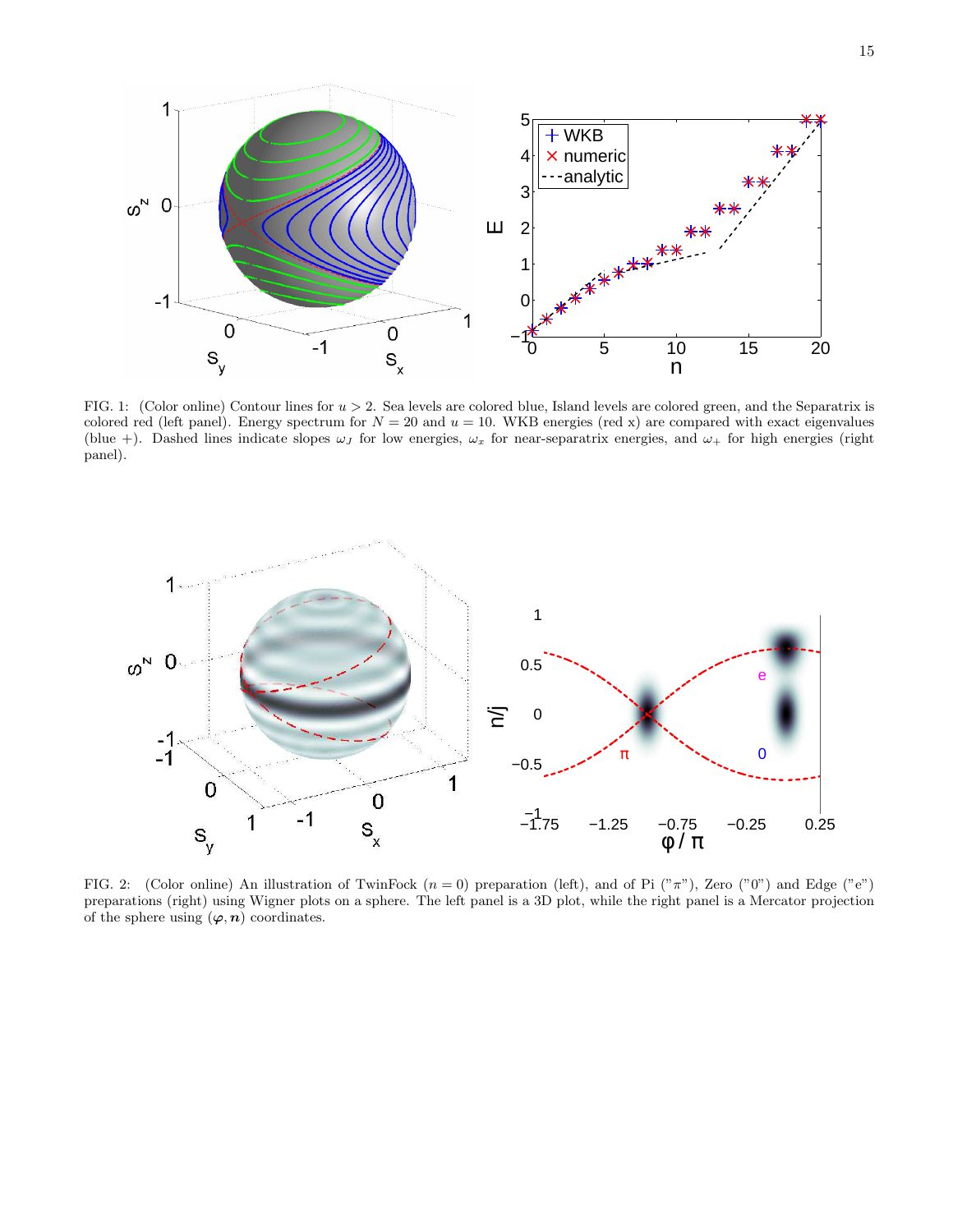FIG. 1: (Color online) Contour lines for $u > 2$. Sea levels are colored blue, Island levels are colored green, and the Separatrix is colored red (left panel). Energy spectrum for $N = 20$ and $u = 10$. WKB energies (red x) are compared with exact eigenvalues (blue +). Dashed lines indicate slopes $\omega_J$ for low energies, $\omega_x$ for near-separatrix energies, and $\omega_+$ for high energies (right panel).

FIG. 2: (Color online) An illustration of TwinFock ($n = 0$) preparation (left), and of Pi ("$\pi$"), Zero ("0") and Edge ("e") preparations (right) using Wigner plots on a sphere. The left panel is a 3D plot, while the right panel is a Mercator projection of the sphere using $(\varphi, \boldsymbol{n})$ coordinates.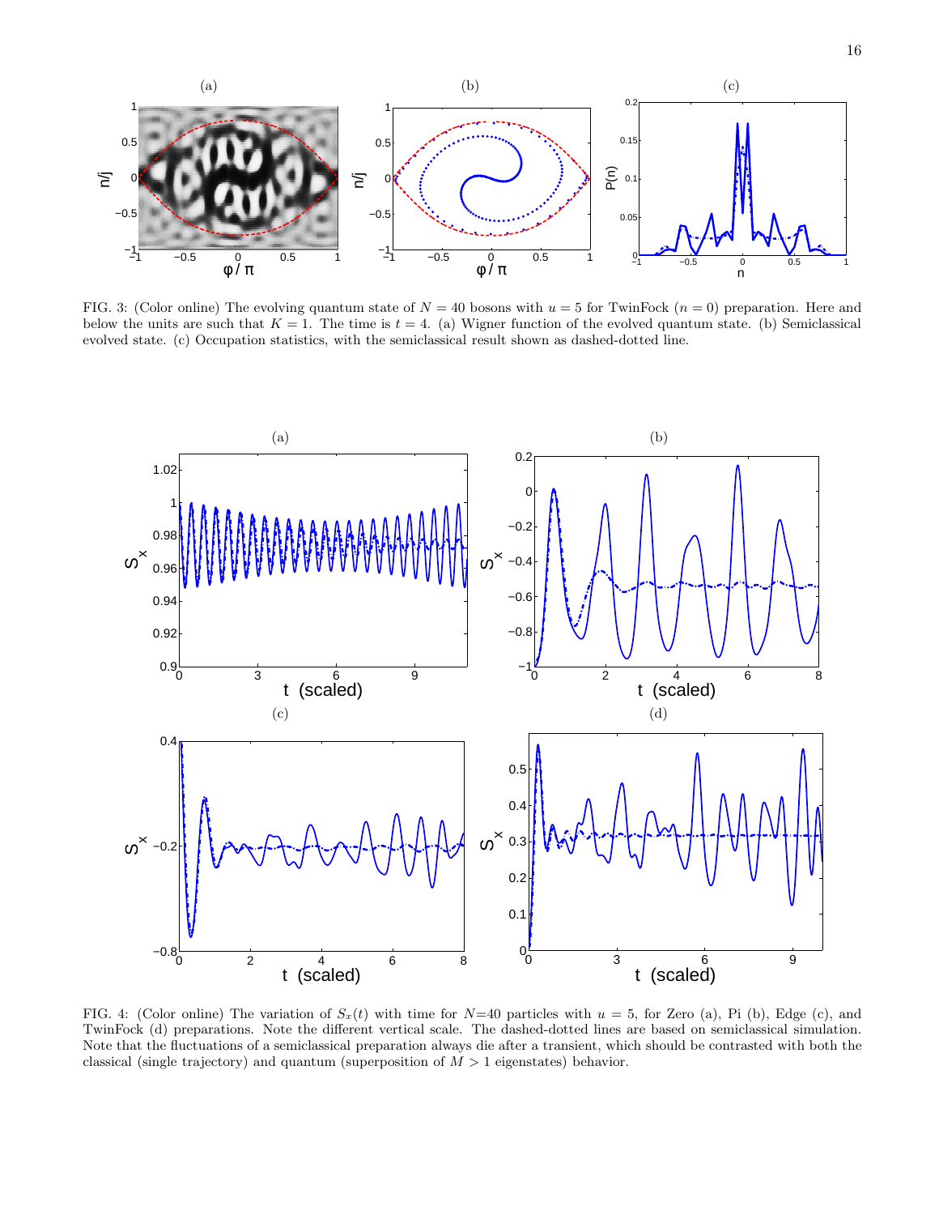FIG. 3: (Color online) The evolving quantum state of $N = 40$ bosons with $u = 5$ for TwinFock ($n = 0$) preparation. Here and below the units are such that $K = 1$. The time is $t = 4$. (a) Wigner function of the evolved quantum state. (b) Semiclassical evolved state. (c) Occupation statistics, with the semiclassical result shown as dashed-dotted line.

FIG. 4: (Color online) The variation of $S_x(t)$ with time for $N$=40 particles with $u = 5$, for Zero (a), Pi (b), Edge (c), and TwinFock (d) preparations. Note the different vertical scale. The dashed-dotted lines are based on semiclassical simulation. Note that the fluctuations of a semiclassical preparation always die after a transient, which should be contrasted with both the classical (single trajectory) and quantum (superposition of $M > 1$ eigenstates) behavior.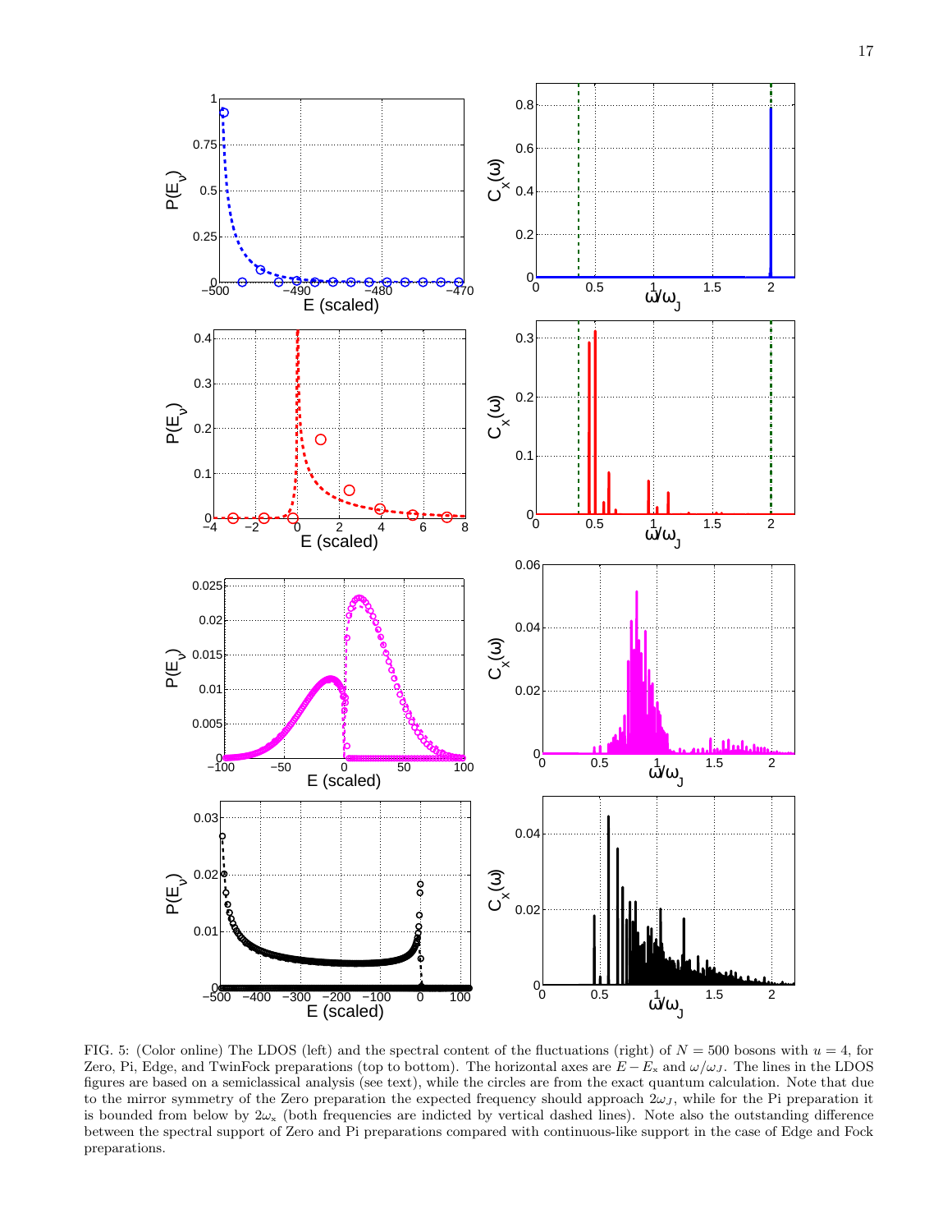FIG. 5: (Color online) The LDOS (left) and the spectral content of the fluctuations (right) of $N = 500$ bosons with $u = 4$, for Zero, Pi, Edge, and TwinFock preparations (top to bottom). The horizontal axes are $E - E_x$ and $\omega/\omega_J$. The lines in the LDOS figures are based on a semiclassical analysis (see text), while the circles are from the exact quantum calculation. Note that due to the mirror symmetry of the Zero preparation the expected frequency should approach $2\omega_J$, while for the Pi preparation it is bounded from below by $2\omega_x$ (both frequencies are indicted by vertical dashed lines). Note also the outstanding difference between the spectral support of Zero and Pi preparations compared with continuous-like support in the case of Edge and Fock preparations.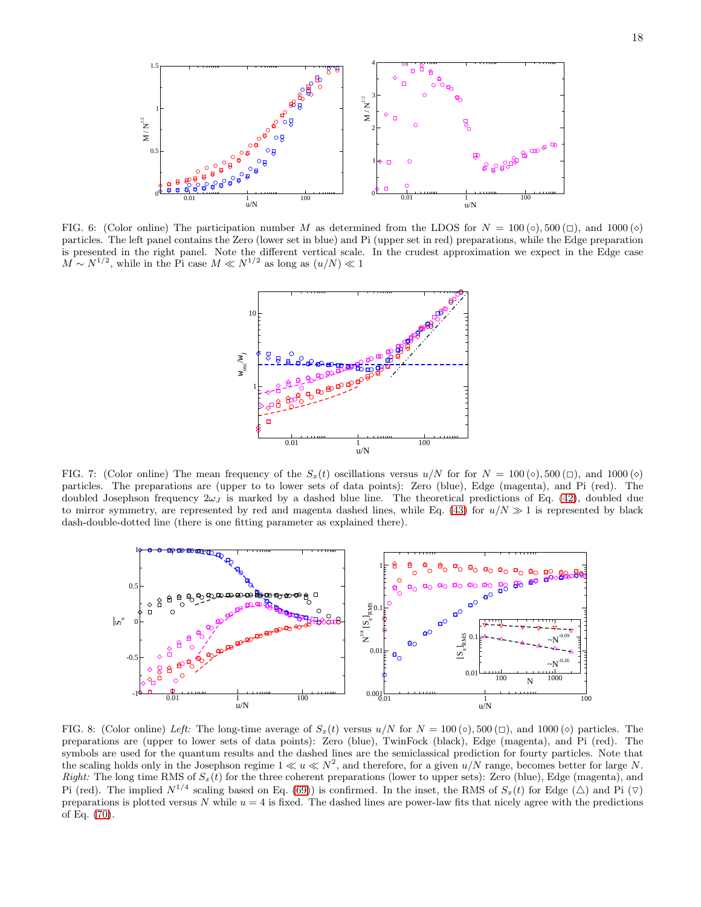M / N^{1/2}

1.5

1

0.5

0

0.01

1

100

u/N

M / N^{1/2}

4

3

2

1

0

0.01

1

100

u/N

FIG. 6: (Color online) The participation number $M$ as determined from the LDOS for $N = 100\,(\circ), 500\,(\square)$, and $1000\,(\diamond)$ particles. The left panel contains the Zero (lower set in blue) and Pi (upper set in red) preparations, while the Edge preparation is presented in the right panel. Note the different vertical scale. In the crudest approximation we expect in the Edge case $M \sim N^{1/2}$, while in the Pi case $M \ll N^{1/2}$ as long as $(u/N) \ll 1$

w_{osc}/w_J

10

1

0.01

1

100

u/N

FIG. 7: (Color online) The mean frequency of the $S_x(t)$ oscillations versus $u/N$ for for $N = 100\,(\circ), 500\,(\square)$, and $1000\,(\diamond)$ particles. The preparations are (upper to to lower sets of data points): Zero (blue), Edge (magenta), and Pi (red). The doubled Josephson frequency $2\omega_J$ is marked by a dashed blue line. The theoretical predictions of Eq. (42), doubled due to mirror symmetry, are represented by red and magenta dashed lines, while Eq. (43) for $u/N \gg 1$ is represented by black dash-double-dotted line (there is one fitting parameter as explained there).

$\overline{S_x}$

1

0.5

0

-0.5

-1

0.01

1

100

u/N

N^{1/4} [S_x]_{RMS}

1

0.1

0.01

0.001

0.01

1

100

u/N

[S_x]_{RMS}

0.1

0.01

100

1000

N

~N^{-0.09}

~N^{-0.26}

FIG. 8: (Color online) *Left:* The long-time average of $S_x(t)$ versus $u/N$ for $N = 100\,(\circ), 500\,(\square)$, and $1000\,(\diamond)$ particles. The preparations are (upper to lower sets of data points): Zero (blue), TwinFock (black), Edge (magenta), and Pi (red). The symbols are used for the quantum results and the dashed lines are the semiclassical prediction for fourty particles. Note that the scaling holds only in the Josephson regime $1 \ll u \ll N^2$, and therefore, for a given $u/N$ range, becomes better for large $N$. *Right:* The long time RMS of $S_x(t)$ for the three coherent preparations (lower to upper sets): Zero (blue), Edge (magenta), and Pi (red). The implied $N^{1/4}$ scaling based on Eq. (69)) is confirmed. In the inset, the RMS of $S_x(t)$ for Edge ($\triangle$) and Pi ($\bigtriangledown$) preparations is plotted versus $N$ while $u = 4$ is fixed. The dashed lines are power-law fits that nicely agree with the predictions of Eq. (70).